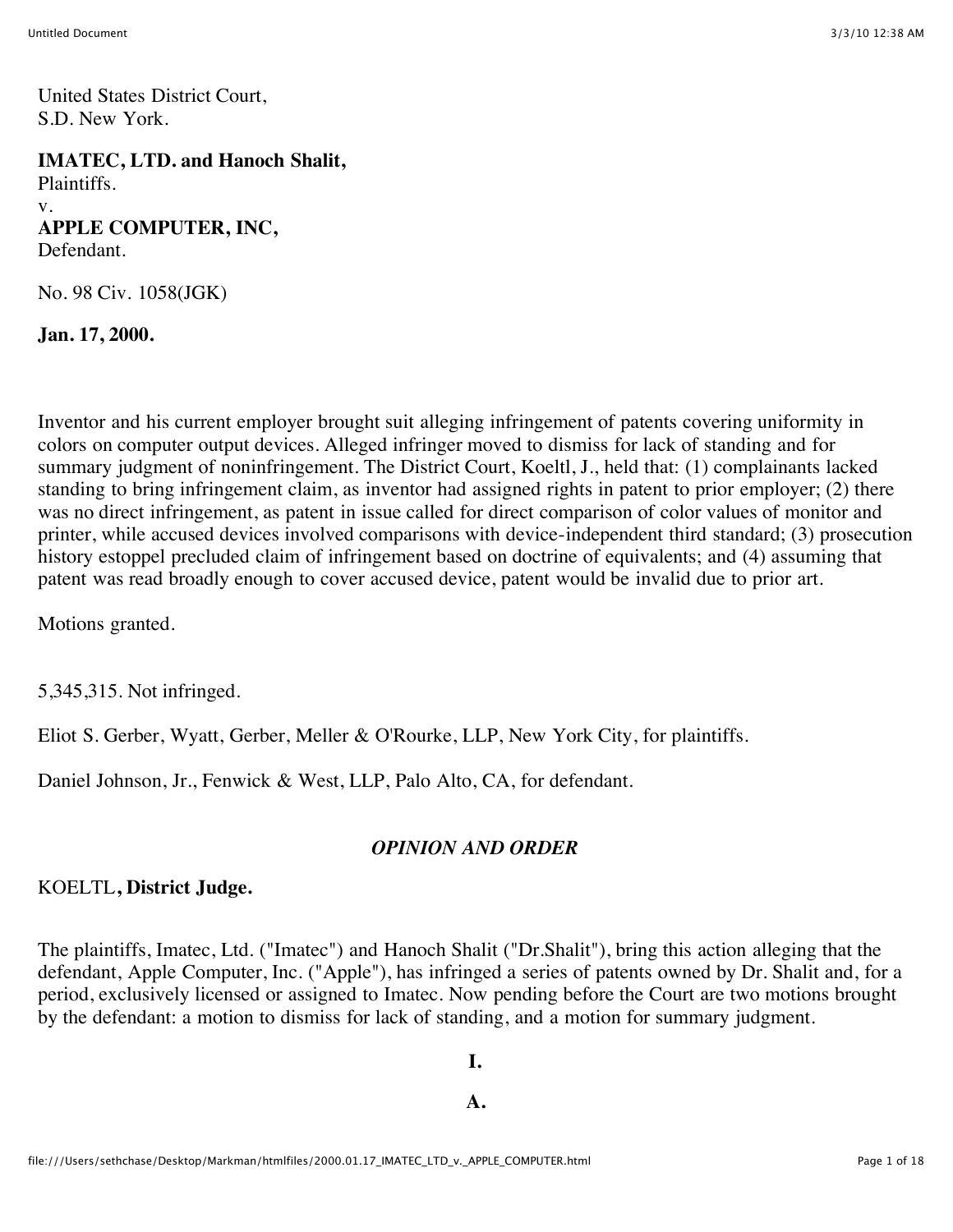United States District Court,
S.D. New York.

**IMATEC, LTD. and Hanoch Shalit,**
Plaintiffs.
v.
**APPLE COMPUTER, INC,**
Defendant.

No. 98 Civ. 1058(JGK)

**Jan. 17, 2000.**

Inventor and his current employer brought suit alleging infringement of patents covering uniformity in colors on computer output devices. Alleged infringer moved to dismiss for lack of standing and for summary judgment of noninfringement. The District Court, Koeltl, J., held that: (1) complainants lacked standing to bring infringement claim, as inventor had assigned rights in patent to prior employer; (2) there was no direct infringement, as patent in issue called for direct comparison of color values of monitor and printer, while accused devices involved comparisons with device-independent third standard; (3) prosecution history estoppel precluded claim of infringement based on doctrine of equivalents; and (4) assuming that patent was read broadly enough to cover accused device, patent would be invalid due to prior art.

Motions granted.

5,345,315. Not infringed.

Eliot S. Gerber, Wyatt, Gerber, Meller & O'Rourke, LLP, New York City, for plaintiffs.

Daniel Johnson, Jr., Fenwick & West, LLP, Palo Alto, CA, for defendant.

## *OPINION AND ORDER*

KOELTL**, District Judge.**

The plaintiffs, Imatec, Ltd. ("Imatec") and Hanoch Shalit ("Dr.Shalit"), bring this action alleging that the defendant, Apple Computer, Inc. ("Apple"), has infringed a series of patents owned by Dr. Shalit and, for a period, exclusively licensed or assigned to Imatec. Now pending before the Court are two motions brought by the defendant: a motion to dismiss for lack of standing, and a motion for summary judgment.

### I.

### A.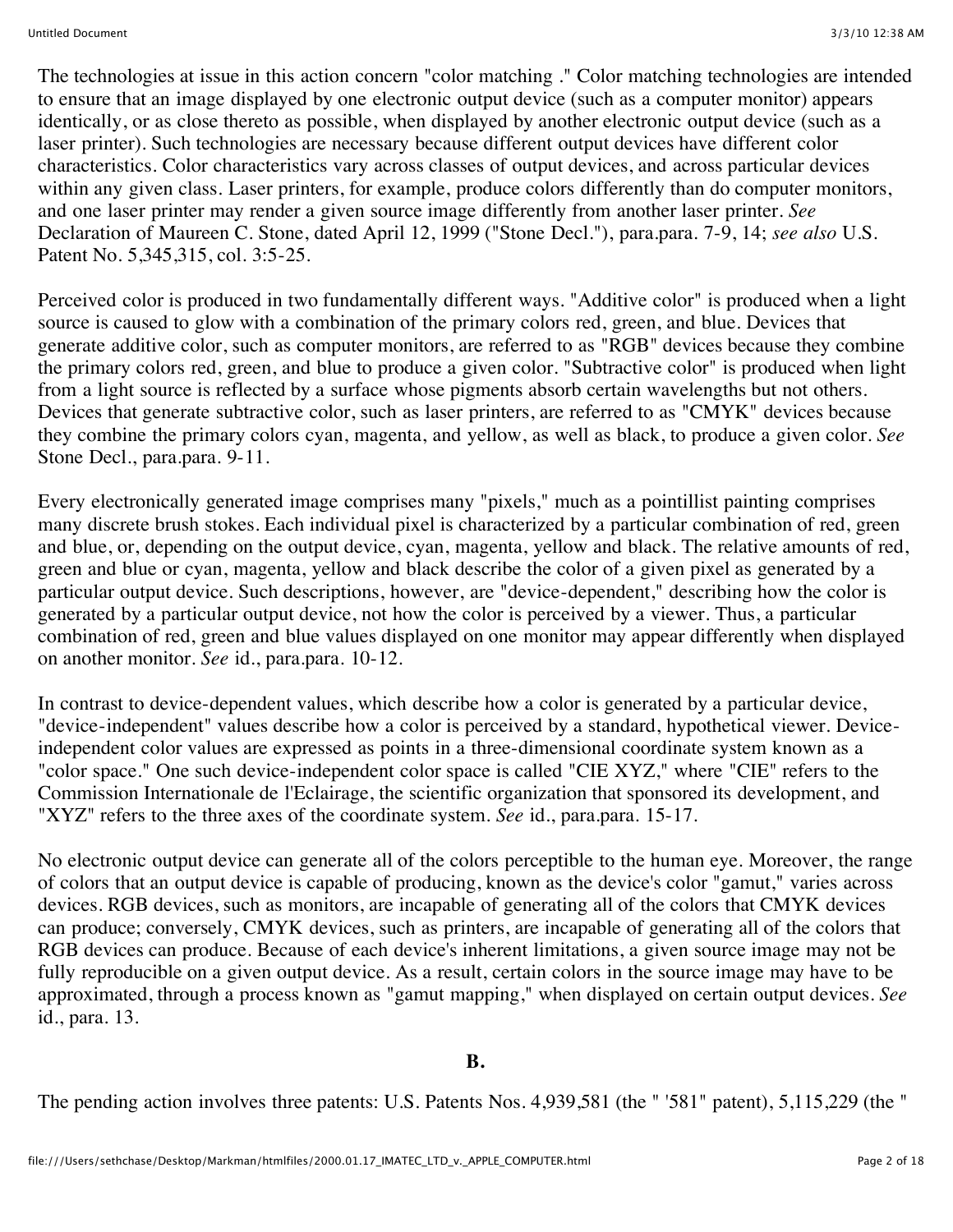The technologies at issue in this action concern "color matching ." Color matching technologies are intended to ensure that an image displayed by one electronic output device (such as a computer monitor) appears identically, or as close thereto as possible, when displayed by another electronic output device (such as a laser printer). Such technologies are necessary because different output devices have different color characteristics. Color characteristics vary across classes of output devices, and across particular devices within any given class. Laser printers, for example, produce colors differently than do computer monitors, and one laser printer may render a given source image differently from another laser printer. *See* Declaration of Maureen C. Stone, dated April 12, 1999 ("Stone Decl."), para.para. 7-9, 14; *see also* U.S. Patent No. 5,345,315, col. 3:5-25.

Perceived color is produced in two fundamentally different ways. "Additive color" is produced when a light source is caused to glow with a combination of the primary colors red, green, and blue. Devices that generate additive color, such as computer monitors, are referred to as "RGB" devices because they combine the primary colors red, green, and blue to produce a given color. "Subtractive color" is produced when light from a light source is reflected by a surface whose pigments absorb certain wavelengths but not others. Devices that generate subtractive color, such as laser printers, are referred to as "CMYK" devices because they combine the primary colors cyan, magenta, and yellow, as well as black, to produce a given color. *See* Stone Decl., para.para. 9-11.

Every electronically generated image comprises many "pixels," much as a pointillist painting comprises many discrete brush stokes. Each individual pixel is characterized by a particular combination of red, green and blue, or, depending on the output device, cyan, magenta, yellow and black. The relative amounts of red, green and blue or cyan, magenta, yellow and black describe the color of a given pixel as generated by a particular output device. Such descriptions, however, are "device-dependent," describing how the color is generated by a particular output device, not how the color is perceived by a viewer. Thus, a particular combination of red, green and blue values displayed on one monitor may appear differently when displayed on another monitor. *See* id., para.para. 10-12.

In contrast to device-dependent values, which describe how a color is generated by a particular device, "device-independent" values describe how a color is perceived by a standard, hypothetical viewer. Device-independent color values are expressed as points in a three-dimensional coordinate system known as a "color space." One such device-independent color space is called "CIE XYZ," where "CIE" refers to the Commission Internationale de l'Eclairage, the scientific organization that sponsored its development, and "XYZ" refers to the three axes of the coordinate system. *See* id., para.para. 15-17.

No electronic output device can generate all of the colors perceptible to the human eye. Moreover, the range of colors that an output device is capable of producing, known as the device's color "gamut," varies across devices. RGB devices, such as monitors, are incapable of generating all of the colors that CMYK devices can produce; conversely, CMYK devices, such as printers, are incapable of generating all of the colors that RGB devices can produce. Because of each device's inherent limitations, a given source image may not be fully reproducible on a given output device. As a result, certain colors in the source image may have to be approximated, through a process known as "gamut mapping," when displayed on certain output devices. *See* id., para. 13.

**B.**

The pending action involves three patents: U.S. Patents Nos. 4,939,581 (the " '581" patent), 5,115,229 (the "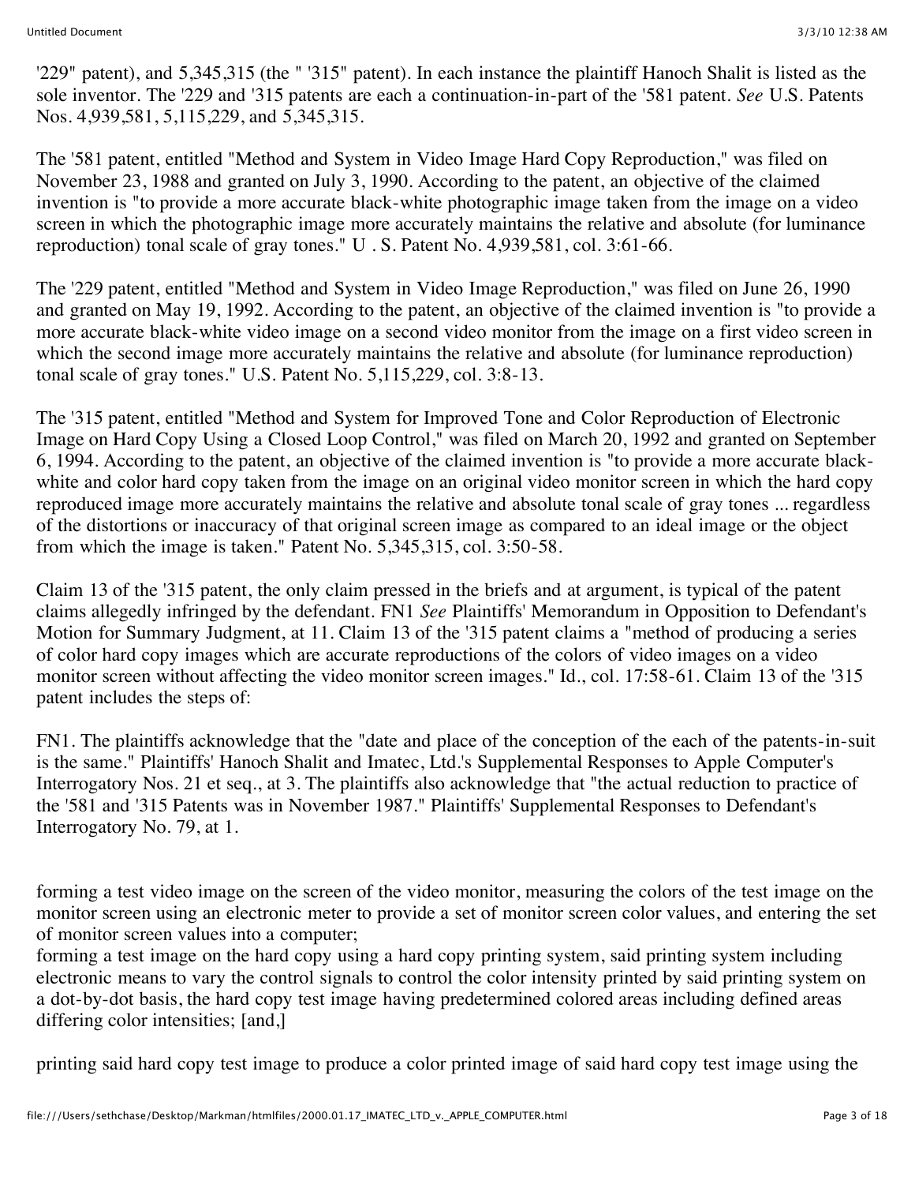'229" patent), and 5,345,315 (the " '315" patent). In each instance the plaintiff Hanoch Shalit is listed as the sole inventor. The '229 and '315 patents are each a continuation-in-part of the '581 patent. *See* U.S. Patents Nos. 4,939,581, 5,115,229, and 5,345,315.

The '581 patent, entitled "Method and System in Video Image Hard Copy Reproduction," was filed on November 23, 1988 and granted on July 3, 1990. According to the patent, an objective of the claimed invention is "to provide a more accurate black-white photographic image taken from the image on a video screen in which the photographic image more accurately maintains the relative and absolute (for luminance reproduction) tonal scale of gray tones." U . S. Patent No. 4,939,581, col. 3:61-66.

The '229 patent, entitled "Method and System in Video Image Reproduction," was filed on June 26, 1990 and granted on May 19, 1992. According to the patent, an objective of the claimed invention is "to provide a more accurate black-white video image on a second video monitor from the image on a first video screen in which the second image more accurately maintains the relative and absolute (for luminance reproduction) tonal scale of gray tones." U.S. Patent No. 5,115,229, col. 3:8-13.

The '315 patent, entitled "Method and System for Improved Tone and Color Reproduction of Electronic Image on Hard Copy Using a Closed Loop Control," was filed on March 20, 1992 and granted on September 6, 1994. According to the patent, an objective of the claimed invention is "to provide a more accurate black-white and color hard copy taken from the image on an original video monitor screen in which the hard copy reproduced image more accurately maintains the relative and absolute tonal scale of gray tones ... regardless of the distortions or inaccuracy of that original screen image as compared to an ideal image or the object from which the image is taken." Patent No. 5,345,315, col. 3:50-58.

Claim 13 of the '315 patent, the only claim pressed in the briefs and at argument, is typical of the patent claims allegedly infringed by the defendant. FN1 *See* Plaintiffs' Memorandum in Opposition to Defendant's Motion for Summary Judgment, at 11. Claim 13 of the '315 patent claims a "method of producing a series of color hard copy images which are accurate reproductions of the colors of video images on a video monitor screen without affecting the video monitor screen images." Id., col. 17:58-61. Claim 13 of the '315 patent includes the steps of:

FN1. The plaintiffs acknowledge that the "date and place of the conception of the each of the patents-in-suit is the same." Plaintiffs' Hanoch Shalit and Imatec, Ltd.'s Supplemental Responses to Apple Computer's Interrogatory Nos. 21 et seq., at 3. The plaintiffs also acknowledge that "the actual reduction to practice of the '581 and '315 Patents was in November 1987." Plaintiffs' Supplemental Responses to Defendant's Interrogatory No. 79, at 1.

forming a test video image on the screen of the video monitor, measuring the colors of the test image on the monitor screen using an electronic meter to provide a set of monitor screen color values, and entering the set of monitor screen values into a computer;
forming a test image on the hard copy using a hard copy printing system, said printing system including electronic means to vary the control signals to control the color intensity printed by said printing system on a dot-by-dot basis, the hard copy test image having predetermined colored areas including defined areas differing color intensities; [and,]

printing said hard copy test image to produce a color printed image of said hard copy test image using the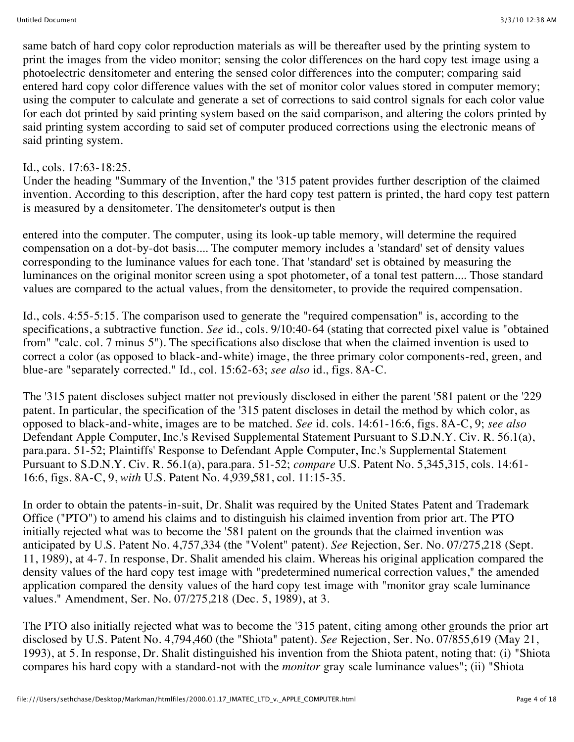same batch of hard copy color reproduction materials as will be thereafter used by the printing system to print the images from the video monitor; sensing the color differences on the hard copy test image using a photoelectric densitometer and entering the sensed color differences into the computer; comparing said entered hard copy color difference values with the set of monitor color values stored in computer memory; using the computer to calculate and generate a set of corrections to said control signals for each color value for each dot printed by said printing system based on the said comparison, and altering the colors printed by said printing system according to said set of computer produced corrections using the electronic means of said printing system.

Id., cols. 17:63-18:25.

Under the heading "Summary of the Invention," the '315 patent provides further description of the claimed invention. According to this description, after the hard copy test pattern is printed, the hard copy test pattern is measured by a densitometer. The densitometer's output is then

entered into the computer. The computer, using its look-up table memory, will determine the required compensation on a dot-by-dot basis.... The computer memory includes a 'standard' set of density values corresponding to the luminance values for each tone. That 'standard' set is obtained by measuring the luminances on the original monitor screen using a spot photometer, of a tonal test pattern.... Those standard values are compared to the actual values, from the densitometer, to provide the required compensation.

Id., cols. 4:55-5:15. The comparison used to generate the "required compensation" is, according to the specifications, a subtractive function. *See* id., cols. 9/10:40-64 (stating that corrected pixel value is "obtained from" "calc. col. 7 minus 5"). The specifications also disclose that when the claimed invention is used to correct a color (as opposed to black-and-white) image, the three primary color components-red, green, and blue-are "separately corrected." Id., col. 15:62-63; *see also* id., figs. 8A-C.

The '315 patent discloses subject matter not previously disclosed in either the parent '581 patent or the '229 patent. In particular, the specification of the '315 patent discloses in detail the method by which color, as opposed to black-and-white, images are to be matched. *See* id. cols. 14:61-16:6, figs. 8A-C, 9; *see also* Defendant Apple Computer, Inc.'s Revised Supplemental Statement Pursuant to S.D.N.Y. Civ. R. 56.1(a), para.para. 51-52; Plaintiffs' Response to Defendant Apple Computer, Inc.'s Supplemental Statement Pursuant to S.D.N.Y. Civ. R. 56.1(a), para.para. 51-52; *compare* U.S. Patent No. 5,345,315, cols. 14:61-16:6, figs. 8A-C, 9, *with* U.S. Patent No. 4,939,581, col. 11:15-35.

In order to obtain the patents-in-suit, Dr. Shalit was required by the United States Patent and Trademark Office ("PTO") to amend his claims and to distinguish his claimed invention from prior art. The PTO initially rejected what was to become the '581 patent on the grounds that the claimed invention was anticipated by U.S. Patent No. 4,757,334 (the "Volent" patent). *See* Rejection, Ser. No. 07/275,218 (Sept. 11, 1989), at 4-7. In response, Dr. Shalit amended his claim. Whereas his original application compared the density values of the hard copy test image with "predetermined numerical correction values," the amended application compared the density values of the hard copy test image with "monitor gray scale luminance values." Amendment, Ser. No. 07/275,218 (Dec. 5, 1989), at 3.

The PTO also initially rejected what was to become the '315 patent, citing among other grounds the prior art disclosed by U.S. Patent No. 4,794,460 (the "Shiota" patent). *See* Rejection, Ser. No. 07/855,619 (May 21, 1993), at 5. In response, Dr. Shalit distinguished his invention from the Shiota patent, noting that: (i) "Shiota compares his hard copy with a standard-not with the *monitor* gray scale luminance values"; (ii) "Shiota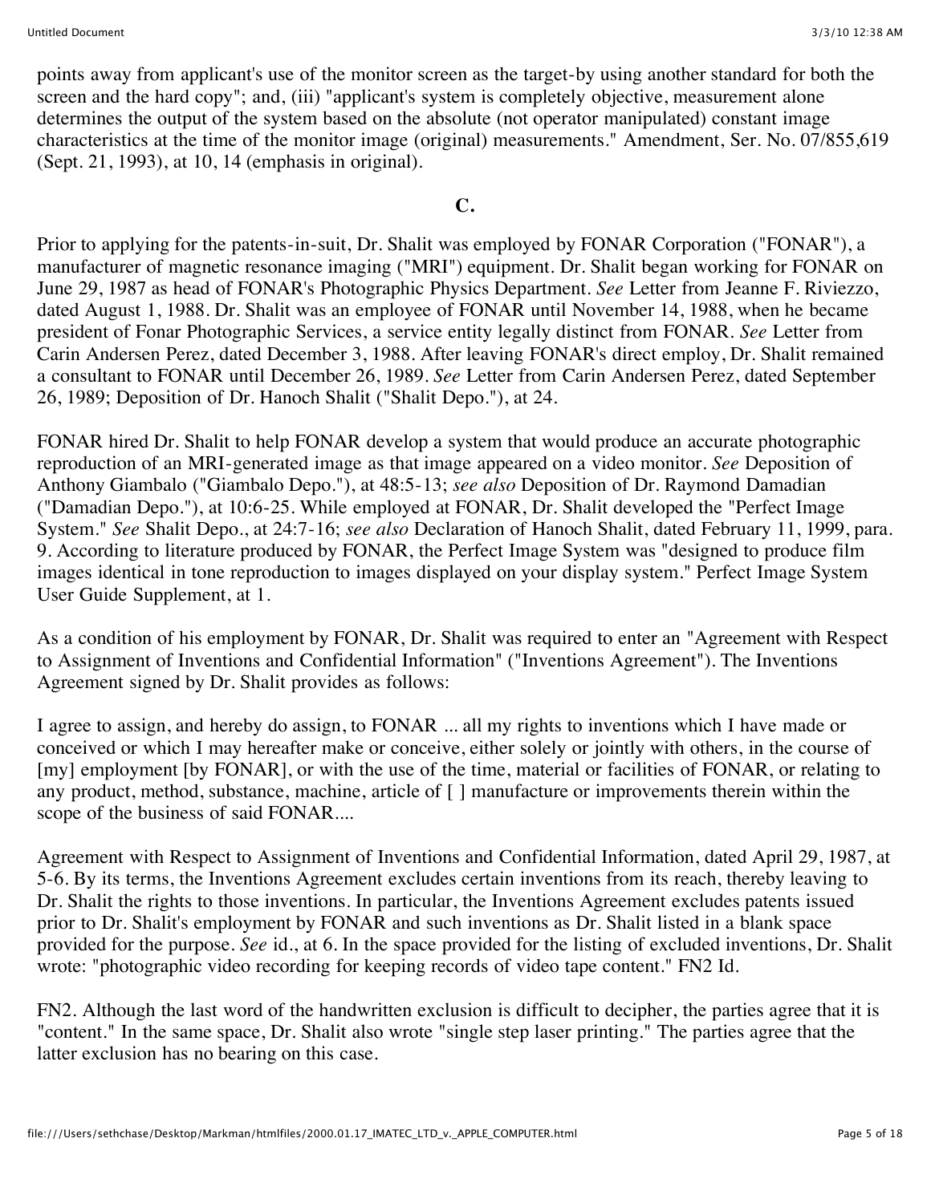points away from applicant's use of the monitor screen as the target-by using another standard for both the screen and the hard copy"; and, (iii) "applicant's system is completely objective, measurement alone determines the output of the system based on the absolute (not operator manipulated) constant image characteristics at the time of the monitor image (original) measurements." Amendment, Ser. No. 07/855,619 (Sept. 21, 1993), at 10, 14 (emphasis in original).

**C.**

Prior to applying for the patents-in-suit, Dr. Shalit was employed by FONAR Corporation ("FONAR"), a manufacturer of magnetic resonance imaging ("MRI") equipment. Dr. Shalit began working for FONAR on June 29, 1987 as head of FONAR's Photographic Physics Department. *See* Letter from Jeanne F. Riviezzo, dated August 1, 1988. Dr. Shalit was an employee of FONAR until November 14, 1988, when he became president of Fonar Photographic Services, a service entity legally distinct from FONAR. *See* Letter from Carin Andersen Perez, dated December 3, 1988. After leaving FONAR's direct employ, Dr. Shalit remained a consultant to FONAR until December 26, 1989. *See* Letter from Carin Andersen Perez, dated September 26, 1989; Deposition of Dr. Hanoch Shalit ("Shalit Depo."), at 24.

FONAR hired Dr. Shalit to help FONAR develop a system that would produce an accurate photographic reproduction of an MRI-generated image as that image appeared on a video monitor. *See* Deposition of Anthony Giambalo ("Giambalo Depo."), at 48:5-13; *see also* Deposition of Dr. Raymond Damadian ("Damadian Depo."), at 10:6-25. While employed at FONAR, Dr. Shalit developed the "Perfect Image System." *See* Shalit Depo., at 24:7-16; *see also* Declaration of Hanoch Shalit, dated February 11, 1999, para. 9. According to literature produced by FONAR, the Perfect Image System was "designed to produce film images identical in tone reproduction to images displayed on your display system." Perfect Image System User Guide Supplement, at 1.

As a condition of his employment by FONAR, Dr. Shalit was required to enter an "Agreement with Respect to Assignment of Inventions and Confidential Information" ("Inventions Agreement"). The Inventions Agreement signed by Dr. Shalit provides as follows:

I agree to assign, and hereby do assign, to FONAR ... all my rights to inventions which I have made or conceived or which I may hereafter make or conceive, either solely or jointly with others, in the course of [my] employment [by FONAR], or with the use of the time, material or facilities of FONAR, or relating to any product, method, substance, machine, article of [ ] manufacture or improvements therein within the scope of the business of said FONAR....

Agreement with Respect to Assignment of Inventions and Confidential Information, dated April 29, 1987, at 5-6. By its terms, the Inventions Agreement excludes certain inventions from its reach, thereby leaving to Dr. Shalit the rights to those inventions. In particular, the Inventions Agreement excludes patents issued prior to Dr. Shalit's employment by FONAR and such inventions as Dr. Shalit listed in a blank space provided for the purpose. *See* id., at 6. In the space provided for the listing of excluded inventions, Dr. Shalit wrote: "photographic video recording for keeping records of video tape content." FN2 Id.

FN2. Although the last word of the handwritten exclusion is difficult to decipher, the parties agree that it is "content." In the same space, Dr. Shalit also wrote "single step laser printing." The parties agree that the latter exclusion has no bearing on this case.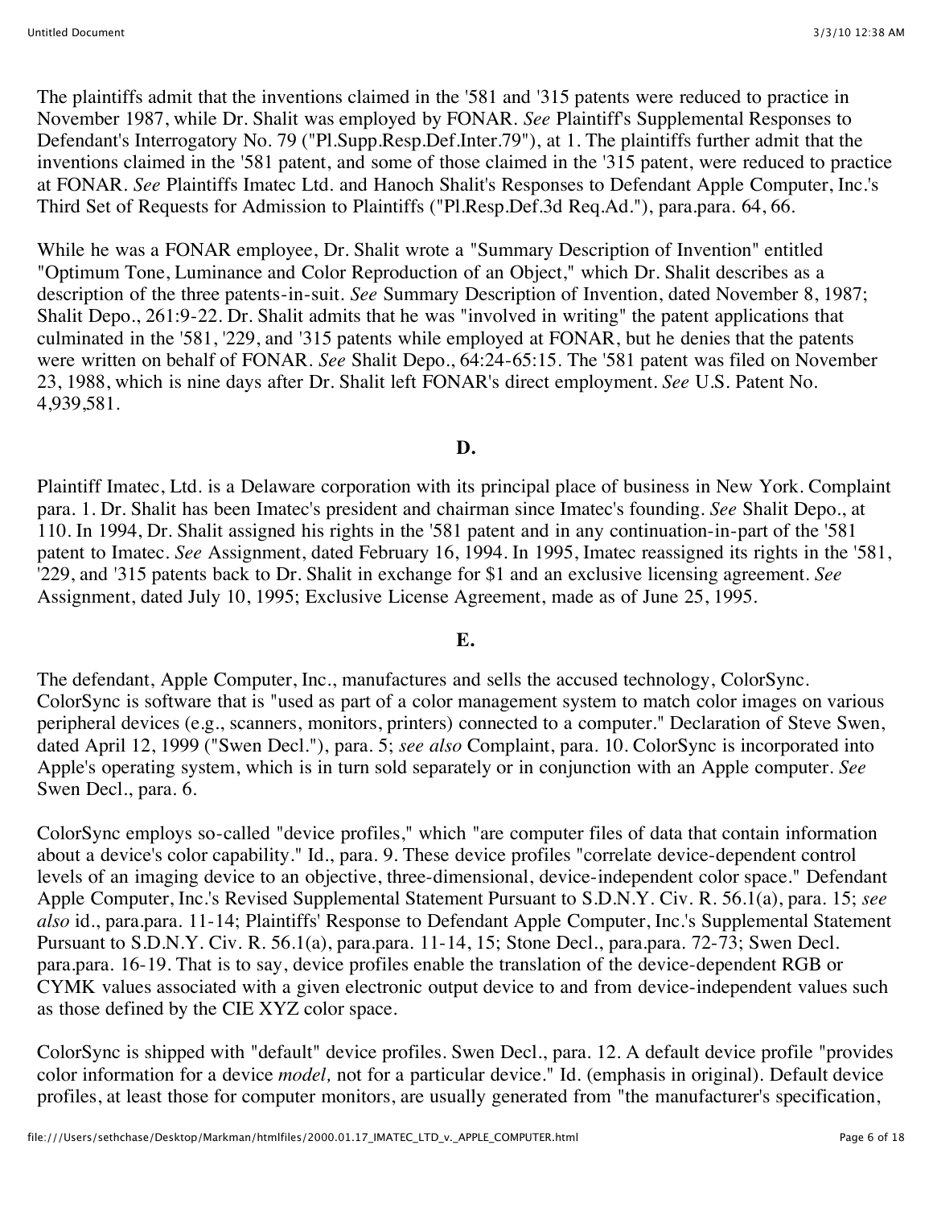The plaintiffs admit that the inventions claimed in the '581 and '315 patents were reduced to practice in November 1987, while Dr. Shalit was employed by FONAR. *See* Plaintiff's Supplemental Responses to Defendant's Interrogatory No. 79 ("Pl.Supp.Resp.Def.Inter.79"), at 1. The plaintiffs further admit that the inventions claimed in the '581 patent, and some of those claimed in the '315 patent, were reduced to practice at FONAR. *See* Plaintiffs Imatec Ltd. and Hanoch Shalit's Responses to Defendant Apple Computer, Inc.'s Third Set of Requests for Admission to Plaintiffs ("Pl.Resp.Def.3d Req.Ad."), para.para. 64, 66.

While he was a FONAR employee, Dr. Shalit wrote a "Summary Description of Invention" entitled "Optimum Tone, Luminance and Color Reproduction of an Object," which Dr. Shalit describes as a description of the three patents-in-suit. *See* Summary Description of Invention, dated November 8, 1987; Shalit Depo., 261:9-22. Dr. Shalit admits that he was "involved in writing" the patent applications that culminated in the '581, '229, and '315 patents while employed at FONAR, but he denies that the patents were written on behalf of FONAR. *See* Shalit Depo., 64:24-65:15. The '581 patent was filed on November 23, 1988, which is nine days after Dr. Shalit left FONAR's direct employment. *See* U.S. Patent No. 4,939,581.

**D.**

Plaintiff Imatec, Ltd. is a Delaware corporation with its principal place of business in New York. Complaint para. 1. Dr. Shalit has been Imatec's president and chairman since Imatec's founding. *See* Shalit Depo., at 110. In 1994, Dr. Shalit assigned his rights in the '581 patent and in any continuation-in-part of the '581 patent to Imatec. *See* Assignment, dated February 16, 1994. In 1995, Imatec reassigned its rights in the '581, '229, and '315 patents back to Dr. Shalit in exchange for $1 and an exclusive licensing agreement. *See* Assignment, dated July 10, 1995; Exclusive License Agreement, made as of June 25, 1995.

**E.**

The defendant, Apple Computer, Inc., manufactures and sells the accused technology, ColorSync. ColorSync is software that is "used as part of a color management system to match color images on various peripheral devices (e.g., scanners, monitors, printers) connected to a computer." Declaration of Steve Swen, dated April 12, 1999 ("Swen Decl."), para. 5; *see also* Complaint, para. 10. ColorSync is incorporated into Apple's operating system, which is in turn sold separately or in conjunction with an Apple computer. *See* Swen Decl., para. 6.

ColorSync employs so-called "device profiles," which "are computer files of data that contain information about a device's color capability." Id., para. 9. These device profiles "correlate device-dependent control levels of an imaging device to an objective, three-dimensional, device-independent color space." Defendant Apple Computer, Inc.'s Revised Supplemental Statement Pursuant to S.D.N.Y. Civ. R. 56.1(a), para. 15; *see also* id., para.para. 11-14; Plaintiffs' Response to Defendant Apple Computer, Inc.'s Supplemental Statement Pursuant to S.D.N.Y. Civ. R. 56.1(a), para.para. 11-14, 15; Stone Decl., para.para. 72-73; Swen Decl. para.para. 16-19. That is to say, device profiles enable the translation of the device-dependent RGB or CYMK values associated with a given electronic output device to and from device-independent values such as those defined by the CIE XYZ color space.

ColorSync is shipped with "default" device profiles. Swen Decl., para. 12. A default device profile "provides color information for a device *model,* not for a particular device." Id. (emphasis in original). Default device profiles, at least those for computer monitors, are usually generated from "the manufacturer's specification,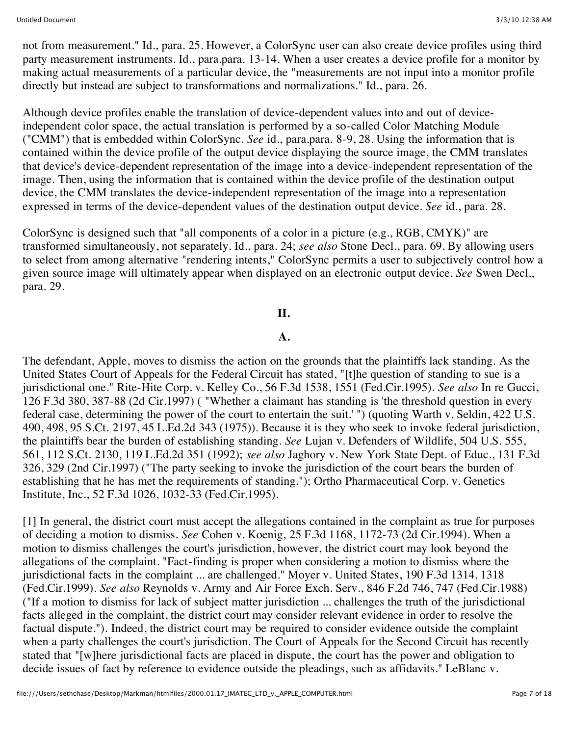not from measurement." Id., para. 25. However, a ColorSync user can also create device profiles using third party measurement instruments. Id., para.para. 13-14. When a user creates a device profile for a monitor by making actual measurements of a particular device, the "measurements are not input into a monitor profile directly but instead are subject to transformations and normalizations." Id., para. 26.

Although device profiles enable the translation of device-dependent values into and out of device-independent color space, the actual translation is performed by a so-called Color Matching Module ("CMM") that is embedded within ColorSync. *See* id., para.para. 8-9, 28. Using the information that is contained within the device profile of the output device displaying the source image, the CMM translates that device's device-dependent representation of the image into a device-independent representation of the image. Then, using the information that is contained within the device profile of the destination output device, the CMM translates the device-independent representation of the image into a representation expressed in terms of the device-dependent values of the destination output device. *See* id., para. 28.

ColorSync is designed such that "all components of a color in a picture (e.g., RGB, CMYK)" are transformed simultaneously, not separately. Id., para. 24; *see also* Stone Decl., para. 69. By allowing users to select from among alternative "rendering intents," ColorSync permits a user to subjectively control how a given source image will ultimately appear when displayed on an electronic output device. *See* Swen Decl., para. 29.

## II.

### A.

The defendant, Apple, moves to dismiss the action on the grounds that the plaintiffs lack standing. As the United States Court of Appeals for the Federal Circuit has stated, "[t]he question of standing to sue is a jurisdictional one." Rite-Hite Corp. v. Kelley Co., 56 F.3d 1538, 1551 (Fed.Cir.1995). *See also* In re Gucci, 126 F.3d 380, 387-88 (2d Cir.1997) ( "Whether a claimant has standing is 'the threshold question in every federal case, determining the power of the court to entertain the suit.' ") (quoting Warth v. Seldin, 422 U.S. 490, 498, 95 S.Ct. 2197, 45 L.Ed.2d 343 (1975)). Because it is they who seek to invoke federal jurisdiction, the plaintiffs bear the burden of establishing standing. *See* Lujan v. Defenders of Wildlife, 504 U.S. 555, 561, 112 S.Ct. 2130, 119 L.Ed.2d 351 (1992); *see also* Jaghory v. New York State Dept. of Educ., 131 F.3d 326, 329 (2nd Cir.1997) ("The party seeking to invoke the jurisdiction of the court bears the burden of establishing that he has met the requirements of standing."); Ortho Pharmaceutical Corp. v. Genetics Institute, Inc., 52 F.3d 1026, 1032-33 (Fed.Cir.1995).

[1] In general, the district court must accept the allegations contained in the complaint as true for purposes of deciding a motion to dismiss. *See* Cohen v. Koenig, 25 F.3d 1168, 1172-73 (2d Cir.1994). When a motion to dismiss challenges the court's jurisdiction, however, the district court may look beyond the allegations of the complaint. "Fact-finding is proper when considering a motion to dismiss where the jurisdictional facts in the complaint ... are challenged." Moyer v. United States, 190 F.3d 1314, 1318 (Fed.Cir.1999). *See also* Reynolds v. Army and Air Force Exch. Serv., 846 F.2d 746, 747 (Fed.Cir.1988) ("If a motion to dismiss for lack of subject matter jurisdiction ... challenges the truth of the jurisdictional facts alleged in the complaint, the district court may consider relevant evidence in order to resolve the factual dispute."). Indeed, the district court may be required to consider evidence outside the complaint when a party challenges the court's jurisdiction. The Court of Appeals for the Second Circuit has recently stated that "[w]here jurisdictional facts are placed in dispute, the court has the power and obligation to decide issues of fact by reference to evidence outside the pleadings, such as affidavits." LeBlanc v.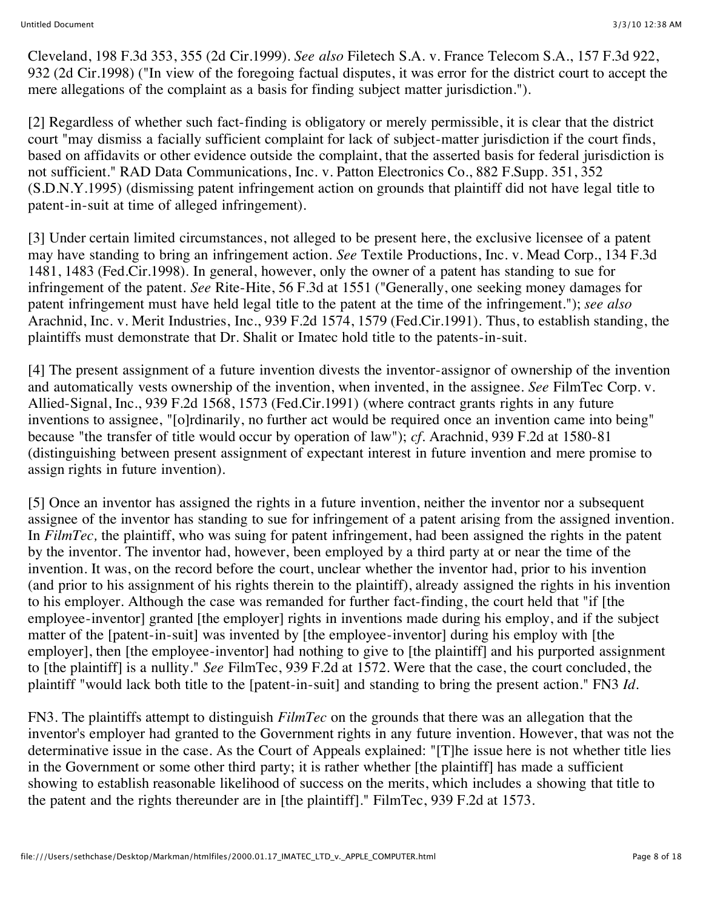Cleveland, 198 F.3d 353, 355 (2d Cir.1999). *See also* Filetech S.A. v. France Telecom S.A., 157 F.3d 922, 932 (2d Cir.1998) ("In view of the foregoing factual disputes, it was error for the district court to accept the mere allegations of the complaint as a basis for finding subject matter jurisdiction.").

[2] Regardless of whether such fact-finding is obligatory or merely permissible, it is clear that the district court "may dismiss a facially sufficient complaint for lack of subject-matter jurisdiction if the court finds, based on affidavits or other evidence outside the complaint, that the asserted basis for federal jurisdiction is not sufficient." RAD Data Communications, Inc. v. Patton Electronics Co., 882 F.Supp. 351, 352 (S.D.N.Y.1995) (dismissing patent infringement action on grounds that plaintiff did not have legal title to patent-in-suit at time of alleged infringement).

[3] Under certain limited circumstances, not alleged to be present here, the exclusive licensee of a patent may have standing to bring an infringement action. *See* Textile Productions, Inc. v. Mead Corp., 134 F.3d 1481, 1483 (Fed.Cir.1998). In general, however, only the owner of a patent has standing to sue for infringement of the patent. *See* Rite-Hite, 56 F.3d at 1551 ("Generally, one seeking money damages for patent infringement must have held legal title to the patent at the time of the infringement."); *see also* Arachnid, Inc. v. Merit Industries, Inc., 939 F.2d 1574, 1579 (Fed.Cir.1991). Thus, to establish standing, the plaintiffs must demonstrate that Dr. Shalit or Imatec hold title to the patents-in-suit.

[4] The present assignment of a future invention divests the inventor-assignor of ownership of the invention and automatically vests ownership of the invention, when invented, in the assignee. *See* FilmTec Corp. v. Allied-Signal, Inc., 939 F.2d 1568, 1573 (Fed.Cir.1991) (where contract grants rights in any future inventions to assignee, "[o]rdinarily, no further act would be required once an invention came into being" because "the transfer of title would occur by operation of law"); *cf.* Arachnid, 939 F.2d at 1580-81 (distinguishing between present assignment of expectant interest in future invention and mere promise to assign rights in future invention).

[5] Once an inventor has assigned the rights in a future invention, neither the inventor nor a subsequent assignee of the inventor has standing to sue for infringement of a patent arising from the assigned invention. In *FilmTec,* the plaintiff, who was suing for patent infringement, had been assigned the rights in the patent by the inventor. The inventor had, however, been employed by a third party at or near the time of the invention. It was, on the record before the court, unclear whether the inventor had, prior to his invention (and prior to his assignment of his rights therein to the plaintiff), already assigned the rights in his invention to his employer. Although the case was remanded for further fact-finding, the court held that "if [the employee-inventor] granted [the employer] rights in inventions made during his employ, and if the subject matter of the [patent-in-suit] was invented by [the employee-inventor] during his employ with [the employer], then [the employee-inventor] had nothing to give to [the plaintiff] and his purported assignment to [the plaintiff] is a nullity." *See* FilmTec, 939 F.2d at 1572. Were that the case, the court concluded, the plaintiff "would lack both title to the [patent-in-suit] and standing to bring the present action." FN3 *Id.*

FN3. The plaintiffs attempt to distinguish *FilmTec* on the grounds that there was an allegation that the inventor's employer had granted to the Government rights in any future invention. However, that was not the determinative issue in the case. As the Court of Appeals explained: "[T]he issue here is not whether title lies in the Government or some other third party; it is rather whether [the plaintiff] has made a sufficient showing to establish reasonable likelihood of success on the merits, which includes a showing that title to the patent and the rights thereunder are in [the plaintiff]." FilmTec, 939 F.2d at 1573.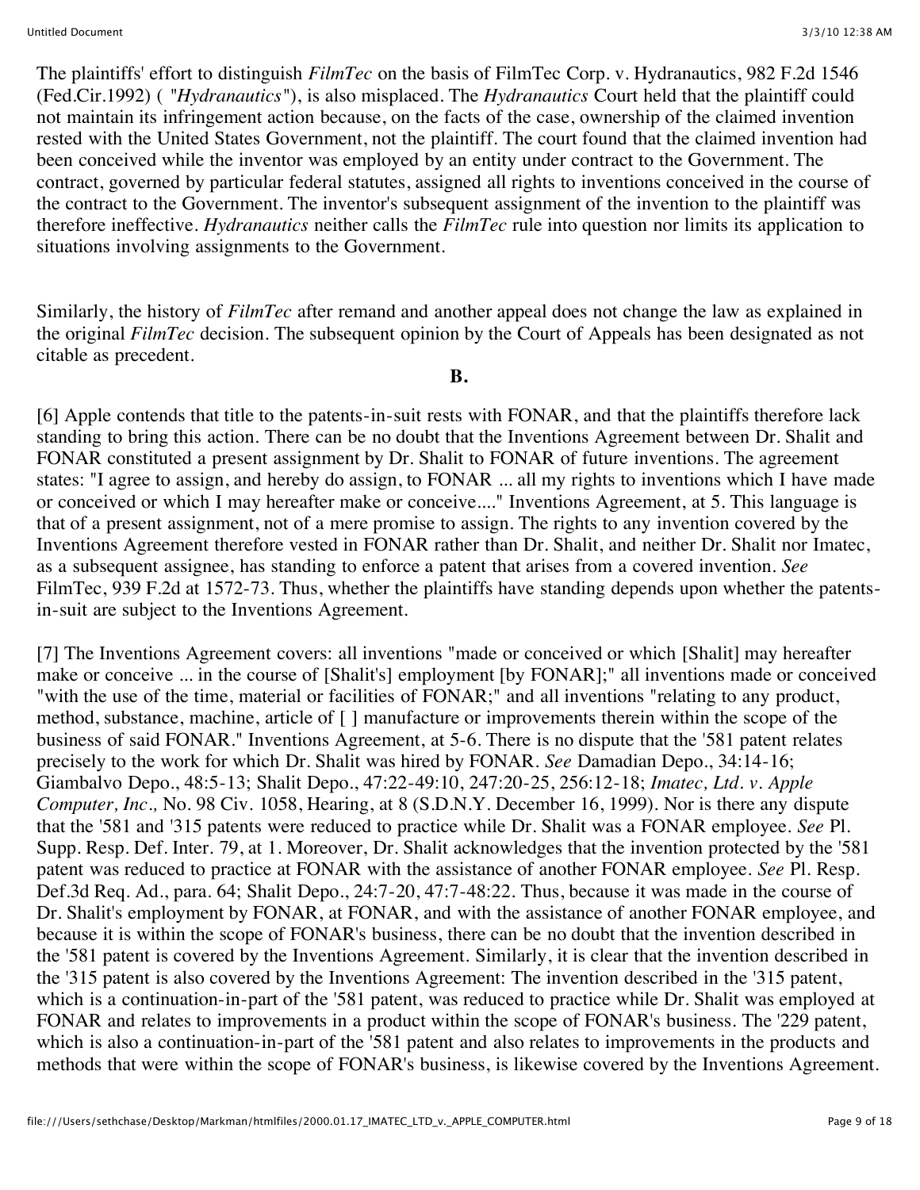The plaintiffs' effort to distinguish *FilmTec* on the basis of FilmTec Corp. v. Hydranautics, 982 F.2d 1546 (Fed.Cir.1992) ( *"Hydranautics"*), is also misplaced. The *Hydranautics* Court held that the plaintiff could not maintain its infringement action because, on the facts of the case, ownership of the claimed invention rested with the United States Government, not the plaintiff. The court found that the claimed invention had been conceived while the inventor was employed by an entity under contract to the Government. The contract, governed by particular federal statutes, assigned all rights to inventions conceived in the course of the contract to the Government. The inventor's subsequent assignment of the invention to the plaintiff was therefore ineffective. *Hydranautics* neither calls the *FilmTec* rule into question nor limits its application to situations involving assignments to the Government.

Similarly, the history of *FilmTec* after remand and another appeal does not change the law as explained in the original *FilmTec* decision. The subsequent opinion by the Court of Appeals has been designated as not citable as precedent.

**B.**

[6] Apple contends that title to the patents-in-suit rests with FONAR, and that the plaintiffs therefore lack standing to bring this action. There can be no doubt that the Inventions Agreement between Dr. Shalit and FONAR constituted a present assignment by Dr. Shalit to FONAR of future inventions. The agreement states: "I agree to assign, and hereby do assign, to FONAR ... all my rights to inventions which I have made or conceived or which I may hereafter make or conceive...." Inventions Agreement, at 5. This language is that of a present assignment, not of a mere promise to assign. The rights to any invention covered by the Inventions Agreement therefore vested in FONAR rather than Dr. Shalit, and neither Dr. Shalit nor Imatec, as a subsequent assignee, has standing to enforce a patent that arises from a covered invention. *See* FilmTec, 939 F.2d at 1572-73. Thus, whether the plaintiffs have standing depends upon whether the patents-in-suit are subject to the Inventions Agreement.

[7] The Inventions Agreement covers: all inventions "made or conceived or which [Shalit] may hereafter make or conceive ... in the course of [Shalit's] employment [by FONAR];" all inventions made or conceived "with the use of the time, material or facilities of FONAR;" and all inventions "relating to any product, method, substance, machine, article of [ ] manufacture or improvements therein within the scope of the business of said FONAR." Inventions Agreement, at 5-6. There is no dispute that the '581 patent relates precisely to the work for which Dr. Shalit was hired by FONAR. *See* Damadian Depo., 34:14-16; Giambalvo Depo., 48:5-13; Shalit Depo., 47:22-49:10, 247:20-25, 256:12-18; *Imatec, Ltd. v. Apple Computer, Inc.,* No. 98 Civ. 1058, Hearing, at 8 (S.D.N.Y. December 16, 1999). Nor is there any dispute that the '581 and '315 patents were reduced to practice while Dr. Shalit was a FONAR employee. *See* Pl. Supp. Resp. Def. Inter. 79, at 1. Moreover, Dr. Shalit acknowledges that the invention protected by the '581 patent was reduced to practice at FONAR with the assistance of another FONAR employee. *See* Pl. Resp. Def.3d Req. Ad., para. 64; Shalit Depo., 24:7-20, 47:7-48:22. Thus, because it was made in the course of Dr. Shalit's employment by FONAR, at FONAR, and with the assistance of another FONAR employee, and because it is within the scope of FONAR's business, there can be no doubt that the invention described in the '581 patent is covered by the Inventions Agreement. Similarly, it is clear that the invention described in the '315 patent is also covered by the Inventions Agreement: The invention described in the '315 patent, which is a continuation-in-part of the '581 patent, was reduced to practice while Dr. Shalit was employed at FONAR and relates to improvements in a product within the scope of FONAR's business. The '229 patent, which is also a continuation-in-part of the '581 patent and also relates to improvements in the products and methods that were within the scope of FONAR's business, is likewise covered by the Inventions Agreement.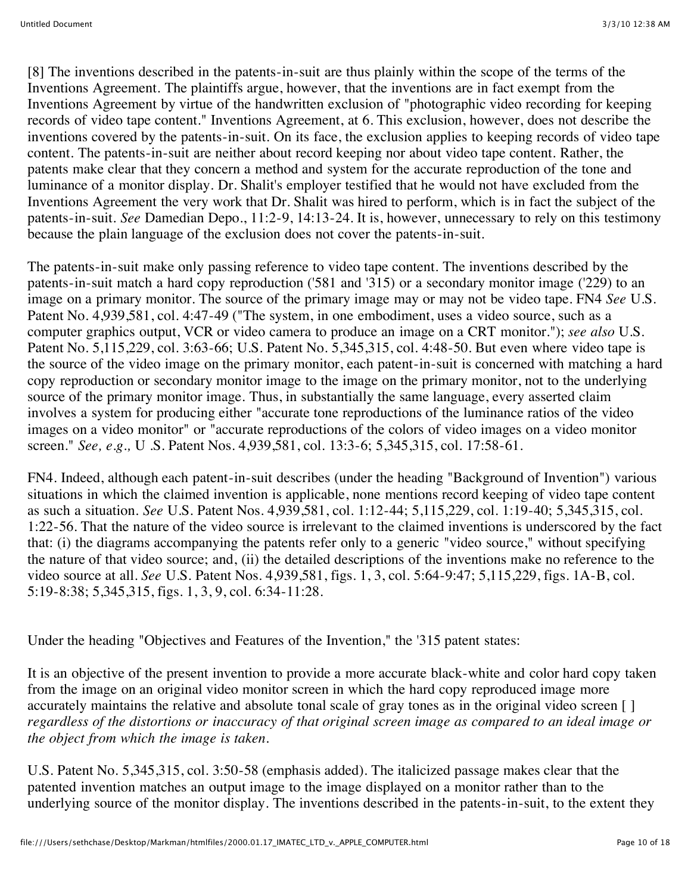[8] The inventions described in the patents-in-suit are thus plainly within the scope of the terms of the Inventions Agreement. The plaintiffs argue, however, that the inventions are in fact exempt from the Inventions Agreement by virtue of the handwritten exclusion of "photographic video recording for keeping records of video tape content." Inventions Agreement, at 6. This exclusion, however, does not describe the inventions covered by the patents-in-suit. On its face, the exclusion applies to keeping records of video tape content. The patents-in-suit are neither about record keeping nor about video tape content. Rather, the patents make clear that they concern a method and system for the accurate reproduction of the tone and luminance of a monitor display. Dr. Shalit's employer testified that he would not have excluded from the Inventions Agreement the very work that Dr. Shalit was hired to perform, which is in fact the subject of the patents-in-suit. *See* Damedian Depo., 11:2-9, 14:13-24. It is, however, unnecessary to rely on this testimony because the plain language of the exclusion does not cover the patents-in-suit.

The patents-in-suit make only passing reference to video tape content. The inventions described by the patents-in-suit match a hard copy reproduction ('581 and '315) or a secondary monitor image ('229) to an image on a primary monitor. The source of the primary image may or may not be video tape. FN4 *See* U.S. Patent No. 4,939,581, col. 4:47-49 ("The system, in one embodiment, uses a video source, such as a computer graphics output, VCR or video camera to produce an image on a CRT monitor."); *see also* U.S. Patent No. 5,115,229, col. 3:63-66; U.S. Patent No. 5,345,315, col. 4:48-50. But even where video tape is the source of the video image on the primary monitor, each patent-in-suit is concerned with matching a hard copy reproduction or secondary monitor image to the image on the primary monitor, not to the underlying source of the primary monitor image. Thus, in substantially the same language, every asserted claim involves a system for producing either "accurate tone reproductions of the luminance ratios of the video images on a video monitor" or "accurate reproductions of the colors of video images on a video monitor screen." *See, e.g.,* U .S. Patent Nos. 4,939,581, col. 13:3-6; 5,345,315, col. 17:58-61.

FN4. Indeed, although each patent-in-suit describes (under the heading "Background of Invention") various situations in which the claimed invention is applicable, none mentions record keeping of video tape content as such a situation. *See* U.S. Patent Nos. 4,939,581, col. 1:12-44; 5,115,229, col. 1:19-40; 5,345,315, col. 1:22-56. That the nature of the video source is irrelevant to the claimed inventions is underscored by the fact that: (i) the diagrams accompanying the patents refer only to a generic "video source," without specifying the nature of that video source; and, (ii) the detailed descriptions of the inventions make no reference to the video source at all. *See* U.S. Patent Nos. 4,939,581, figs. 1, 3, col. 5:64-9:47; 5,115,229, figs. 1A-B, col. 5:19-8:38; 5,345,315, figs. 1, 3, 9, col. 6:34-11:28.

Under the heading "Objectives and Features of the Invention," the '315 patent states:

It is an objective of the present invention to provide a more accurate black-white and color hard copy taken from the image on an original video monitor screen in which the hard copy reproduced image more accurately maintains the relative and absolute tonal scale of gray tones as in the original video screen [ ] *regardless of the distortions or inaccuracy of that original screen image as compared to an ideal image or the object from which the image is taken.*

U.S. Patent No. 5,345,315, col. 3:50-58 (emphasis added). The italicized passage makes clear that the patented invention matches an output image to the image displayed on a monitor rather than to the underlying source of the monitor display. The inventions described in the patents-in-suit, to the extent they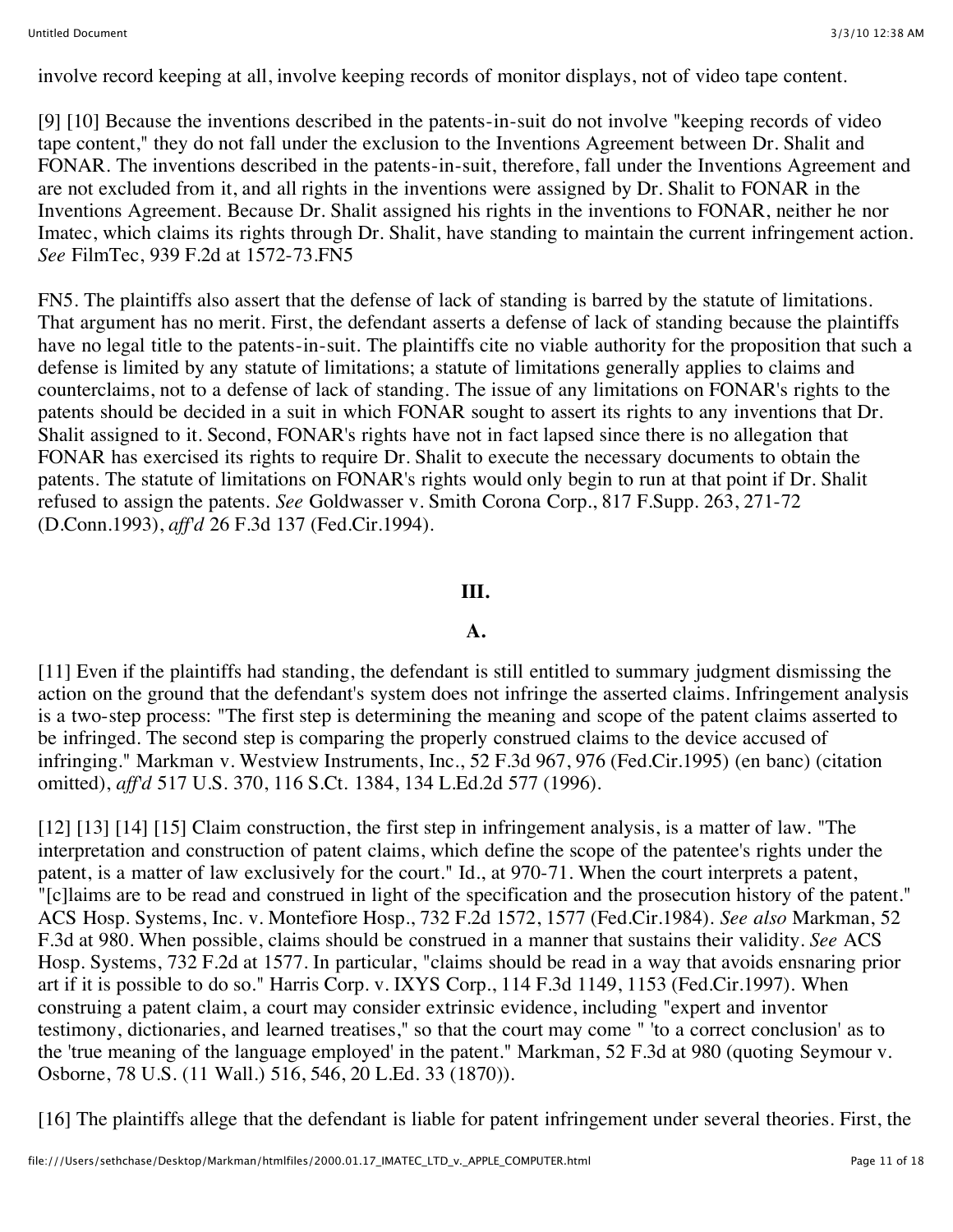involve record keeping at all, involve keeping records of monitor displays, not of video tape content.

[9] [10] Because the inventions described in the patents-in-suit do not involve "keeping records of video tape content," they do not fall under the exclusion to the Inventions Agreement between Dr. Shalit and FONAR. The inventions described in the patents-in-suit, therefore, fall under the Inventions Agreement and are not excluded from it, and all rights in the inventions were assigned by Dr. Shalit to FONAR in the Inventions Agreement. Because Dr. Shalit assigned his rights in the inventions to FONAR, neither he nor Imatec, which claims its rights through Dr. Shalit, have standing to maintain the current infringement action. *See* FilmTec, 939 F.2d at 1572-73.FN5

FN5. The plaintiffs also assert that the defense of lack of standing is barred by the statute of limitations. That argument has no merit. First, the defendant asserts a defense of lack of standing because the plaintiffs have no legal title to the patents-in-suit. The plaintiffs cite no viable authority for the proposition that such a defense is limited by any statute of limitations; a statute of limitations generally applies to claims and counterclaims, not to a defense of lack of standing. The issue of any limitations on FONAR's rights to the patents should be decided in a suit in which FONAR sought to assert its rights to any inventions that Dr. Shalit assigned to it. Second, FONAR's rights have not in fact lapsed since there is no allegation that FONAR has exercised its rights to require Dr. Shalit to execute the necessary documents to obtain the patents. The statute of limitations on FONAR's rights would only begin to run at that point if Dr. Shalit refused to assign the patents. *See* Goldwasser v. Smith Corona Corp., 817 F.Supp. 263, 271-72 (D.Conn.1993), *aff'd* 26 F.3d 137 (Fed.Cir.1994).

## III.

### A.

[11] Even if the plaintiffs had standing, the defendant is still entitled to summary judgment dismissing the action on the ground that the defendant's system does not infringe the asserted claims. Infringement analysis is a two-step process: "The first step is determining the meaning and scope of the patent claims asserted to be infringed. The second step is comparing the properly construed claims to the device accused of infringing." Markman v. Westview Instruments, Inc., 52 F.3d 967, 976 (Fed.Cir.1995) (en banc) (citation omitted), *aff'd* 517 U.S. 370, 116 S.Ct. 1384, 134 L.Ed.2d 577 (1996).

[12] [13] [14] [15] Claim construction, the first step in infringement analysis, is a matter of law. "The interpretation and construction of patent claims, which define the scope of the patentee's rights under the patent, is a matter of law exclusively for the court." Id., at 970-71. When the court interprets a patent, "[c]laims are to be read and construed in light of the specification and the prosecution history of the patent." ACS Hosp. Systems, Inc. v. Montefiore Hosp., 732 F.2d 1572, 1577 (Fed.Cir.1984). *See also* Markman, 52 F.3d at 980. When possible, claims should be construed in a manner that sustains their validity. *See* ACS Hosp. Systems, 732 F.2d at 1577. In particular, "claims should be read in a way that avoids ensnaring prior art if it is possible to do so." Harris Corp. v. IXYS Corp., 114 F.3d 1149, 1153 (Fed.Cir.1997). When construing a patent claim, a court may consider extrinsic evidence, including "expert and inventor testimony, dictionaries, and learned treatises," so that the court may come " 'to a correct conclusion' as to the 'true meaning of the language employed' in the patent." Markman, 52 F.3d at 980 (quoting Seymour v. Osborne, 78 U.S. (11 Wall.) 516, 546, 20 L.Ed. 33 (1870)).

[16] The plaintiffs allege that the defendant is liable for patent infringement under several theories. First, the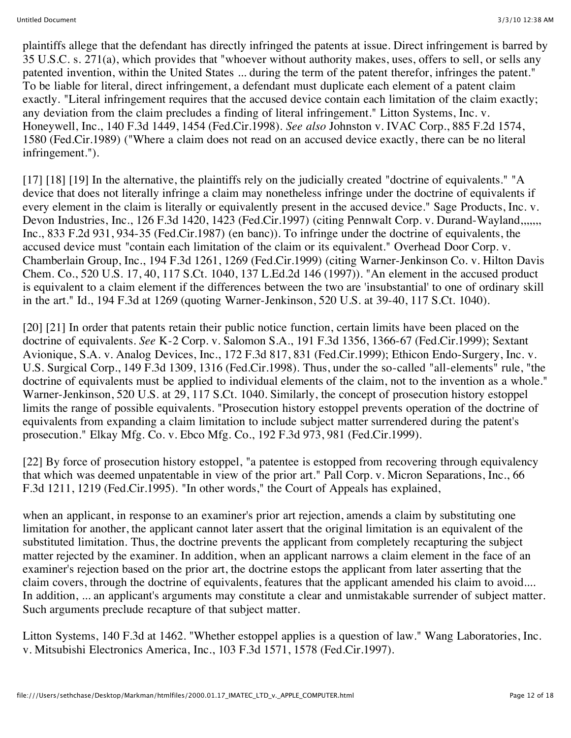plaintiffs allege that the defendant has directly infringed the patents at issue. Direct infringement is barred by 35 U.S.C. s. 271(a), which provides that "whoever without authority makes, uses, offers to sell, or sells any patented invention, within the United States ... during the term of the patent therefor, infringes the patent." To be liable for literal, direct infringement, a defendant must duplicate each element of a patent claim exactly. "Literal infringement requires that the accused device contain each limitation of the claim exactly; any deviation from the claim precludes a finding of literal infringement." Litton Systems, Inc. v. Honeywell, Inc., 140 F.3d 1449, 1454 (Fed.Cir.1998). *See also* Johnston v. IVAC Corp., 885 F.2d 1574, 1580 (Fed.Cir.1989) ("Where a claim does not read on an accused device exactly, there can be no literal infringement.").

[17] [18] [19] In the alternative, the plaintiffs rely on the judicially created "doctrine of equivalents." "A device that does not literally infringe a claim may nonetheless infringe under the doctrine of equivalents if every element in the claim is literally or equivalently present in the accused device." Sage Products, Inc. v. Devon Industries, Inc., 126 F.3d 1420, 1423 (Fed.Cir.1997) (citing Pennwalt Corp. v. Durand-Wayland,,,,,,, Inc., 833 F.2d 931, 934-35 (Fed.Cir.1987) (en banc)). To infringe under the doctrine of equivalents, the accused device must "contain each limitation of the claim or its equivalent." Overhead Door Corp. v. Chamberlain Group, Inc., 194 F.3d 1261, 1269 (Fed.Cir.1999) (citing Warner-Jenkinson Co. v. Hilton Davis Chem. Co., 520 U.S. 17, 40, 117 S.Ct. 1040, 137 L.Ed.2d 146 (1997)). "An element in the accused product is equivalent to a claim element if the differences between the two are 'insubstantial' to one of ordinary skill in the art." Id., 194 F.3d at 1269 (quoting Warner-Jenkinson, 520 U.S. at 39-40, 117 S.Ct. 1040).

[20] [21] In order that patents retain their public notice function, certain limits have been placed on the doctrine of equivalents. *See* K-2 Corp. v. Salomon S.A., 191 F.3d 1356, 1366-67 (Fed.Cir.1999); Sextant Avionique, S.A. v. Analog Devices, Inc., 172 F.3d 817, 831 (Fed.Cir.1999); Ethicon Endo-Surgery, Inc. v. U.S. Surgical Corp., 149 F.3d 1309, 1316 (Fed.Cir.1998). Thus, under the so-called "all-elements" rule, "the doctrine of equivalents must be applied to individual elements of the claim, not to the invention as a whole." Warner-Jenkinson, 520 U.S. at 29, 117 S.Ct. 1040. Similarly, the concept of prosecution history estoppel limits the range of possible equivalents. "Prosecution history estoppel prevents operation of the doctrine of equivalents from expanding a claim limitation to include subject matter surrendered during the patent's prosecution." Elkay Mfg. Co. v. Ebco Mfg. Co., 192 F.3d 973, 981 (Fed.Cir.1999).

[22] By force of prosecution history estoppel, "a patentee is estopped from recovering through equivalency that which was deemed unpatentable in view of the prior art." Pall Corp. v. Micron Separations, Inc., 66 F.3d 1211, 1219 (Fed.Cir.1995). "In other words," the Court of Appeals has explained,

when an applicant, in response to an examiner's prior art rejection, amends a claim by substituting one limitation for another, the applicant cannot later assert that the original limitation is an equivalent of the substituted limitation. Thus, the doctrine prevents the applicant from completely recapturing the subject matter rejected by the examiner. In addition, when an applicant narrows a claim element in the face of an examiner's rejection based on the prior art, the doctrine estops the applicant from later asserting that the claim covers, through the doctrine of equivalents, features that the applicant amended his claim to avoid.... In addition, ... an applicant's arguments may constitute a clear and unmistakable surrender of subject matter. Such arguments preclude recapture of that subject matter.

Litton Systems, 140 F.3d at 1462. "Whether estoppel applies is a question of law." Wang Laboratories, Inc. v. Mitsubishi Electronics America, Inc., 103 F.3d 1571, 1578 (Fed.Cir.1997).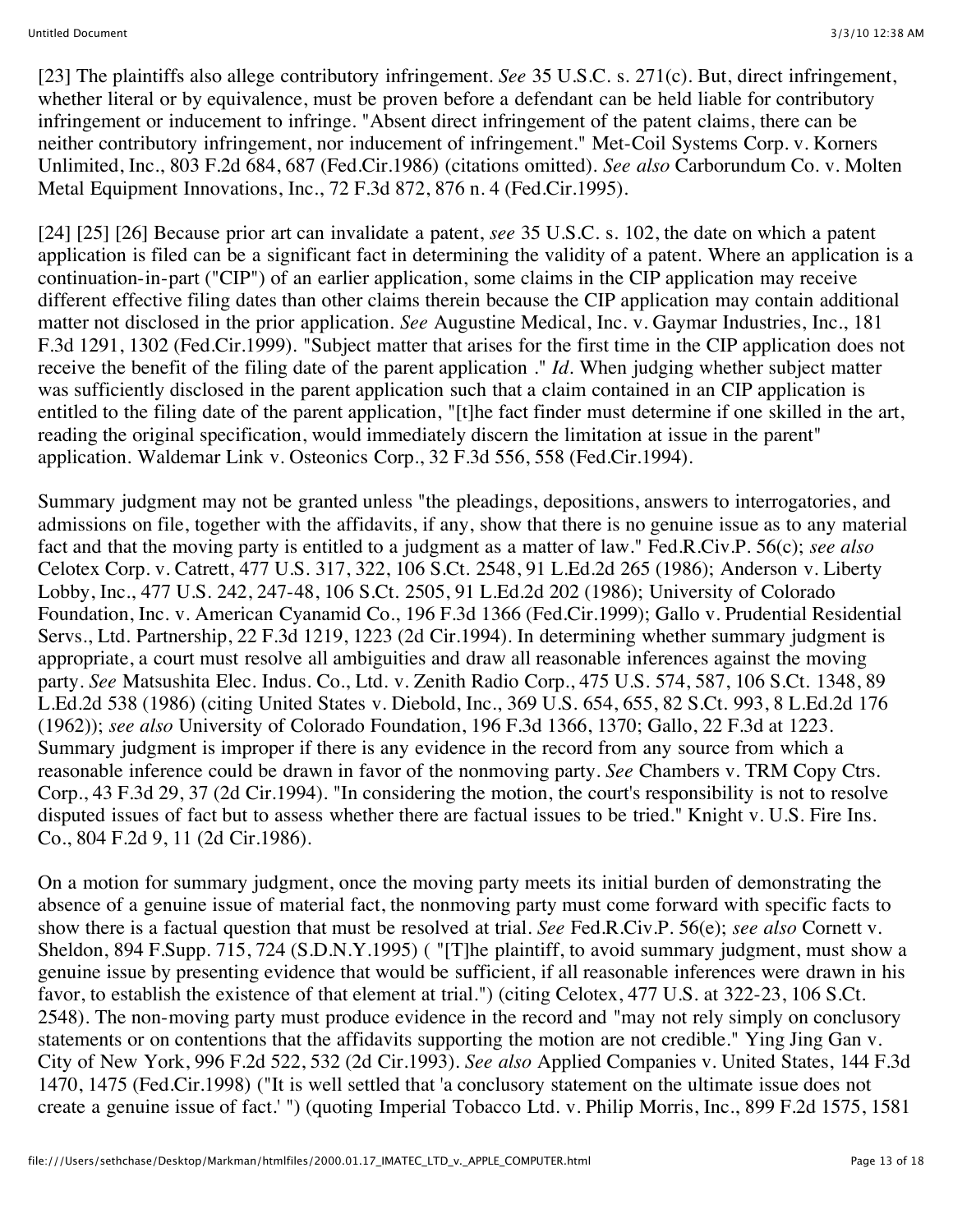[23] The plaintiffs also allege contributory infringement. *See* 35 U.S.C. s. 271(c). But, direct infringement, whether literal or by equivalence, must be proven before a defendant can be held liable for contributory infringement or inducement to infringe. "Absent direct infringement of the patent claims, there can be neither contributory infringement, nor inducement of infringement." Met-Coil Systems Corp. v. Korners Unlimited, Inc., 803 F.2d 684, 687 (Fed.Cir.1986) (citations omitted). *See also* Carborundum Co. v. Molten Metal Equipment Innovations, Inc., 72 F.3d 872, 876 n. 4 (Fed.Cir.1995).

[24] [25] [26] Because prior art can invalidate a patent, *see* 35 U.S.C. s. 102, the date on which a patent application is filed can be a significant fact in determining the validity of a patent. Where an application is a continuation-in-part ("CIP") of an earlier application, some claims in the CIP application may receive different effective filing dates than other claims therein because the CIP application may contain additional matter not disclosed in the prior application. *See* Augustine Medical, Inc. v. Gaymar Industries, Inc., 181 F.3d 1291, 1302 (Fed.Cir.1999). "Subject matter that arises for the first time in the CIP application does not receive the benefit of the filing date of the parent application ." *Id.* When judging whether subject matter was sufficiently disclosed in the parent application such that a claim contained in an CIP application is entitled to the filing date of the parent application, "[t]he fact finder must determine if one skilled in the art, reading the original specification, would immediately discern the limitation at issue in the parent" application. Waldemar Link v. Osteonics Corp., 32 F.3d 556, 558 (Fed.Cir.1994).

Summary judgment may not be granted unless "the pleadings, depositions, answers to interrogatories, and admissions on file, together with the affidavits, if any, show that there is no genuine issue as to any material fact and that the moving party is entitled to a judgment as a matter of law." Fed.R.Civ.P. 56(c); *see also* Celotex Corp. v. Catrett, 477 U.S. 317, 322, 106 S.Ct. 2548, 91 L.Ed.2d 265 (1986); Anderson v. Liberty Lobby, Inc., 477 U.S. 242, 247-48, 106 S.Ct. 2505, 91 L.Ed.2d 202 (1986); University of Colorado Foundation, Inc. v. American Cyanamid Co., 196 F.3d 1366 (Fed.Cir.1999); Gallo v. Prudential Residential Servs., Ltd. Partnership, 22 F.3d 1219, 1223 (2d Cir.1994). In determining whether summary judgment is appropriate, a court must resolve all ambiguities and draw all reasonable inferences against the moving party. *See* Matsushita Elec. Indus. Co., Ltd. v. Zenith Radio Corp., 475 U.S. 574, 587, 106 S.Ct. 1348, 89 L.Ed.2d 538 (1986) (citing United States v. Diebold, Inc., 369 U.S. 654, 655, 82 S.Ct. 993, 8 L.Ed.2d 176 (1962)); *see also* University of Colorado Foundation, 196 F.3d 1366, 1370; Gallo, 22 F.3d at 1223. Summary judgment is improper if there is any evidence in the record from any source from which a reasonable inference could be drawn in favor of the nonmoving party. *See* Chambers v. TRM Copy Ctrs. Corp., 43 F.3d 29, 37 (2d Cir.1994). "In considering the motion, the court's responsibility is not to resolve disputed issues of fact but to assess whether there are factual issues to be tried." Knight v. U.S. Fire Ins. Co., 804 F.2d 9, 11 (2d Cir.1986).

On a motion for summary judgment, once the moving party meets its initial burden of demonstrating the absence of a genuine issue of material fact, the nonmoving party must come forward with specific facts to show there is a factual question that must be resolved at trial. *See* Fed.R.Civ.P. 56(e); *see also* Cornett v. Sheldon, 894 F.Supp. 715, 724 (S.D.N.Y.1995) ( "[T]he plaintiff, to avoid summary judgment, must show a genuine issue by presenting evidence that would be sufficient, if all reasonable inferences were drawn in his favor, to establish the existence of that element at trial.") (citing Celotex, 477 U.S. at 322-23, 106 S.Ct. 2548). The non-moving party must produce evidence in the record and "may not rely simply on conclusory statements or on contentions that the affidavits supporting the motion are not credible." Ying Jing Gan v. City of New York, 996 F.2d 522, 532 (2d Cir.1993). *See also* Applied Companies v. United States, 144 F.3d 1470, 1475 (Fed.Cir.1998) ("It is well settled that 'a conclusory statement on the ultimate issue does not create a genuine issue of fact.' ") (quoting Imperial Tobacco Ltd. v. Philip Morris, Inc., 899 F.2d 1575, 1581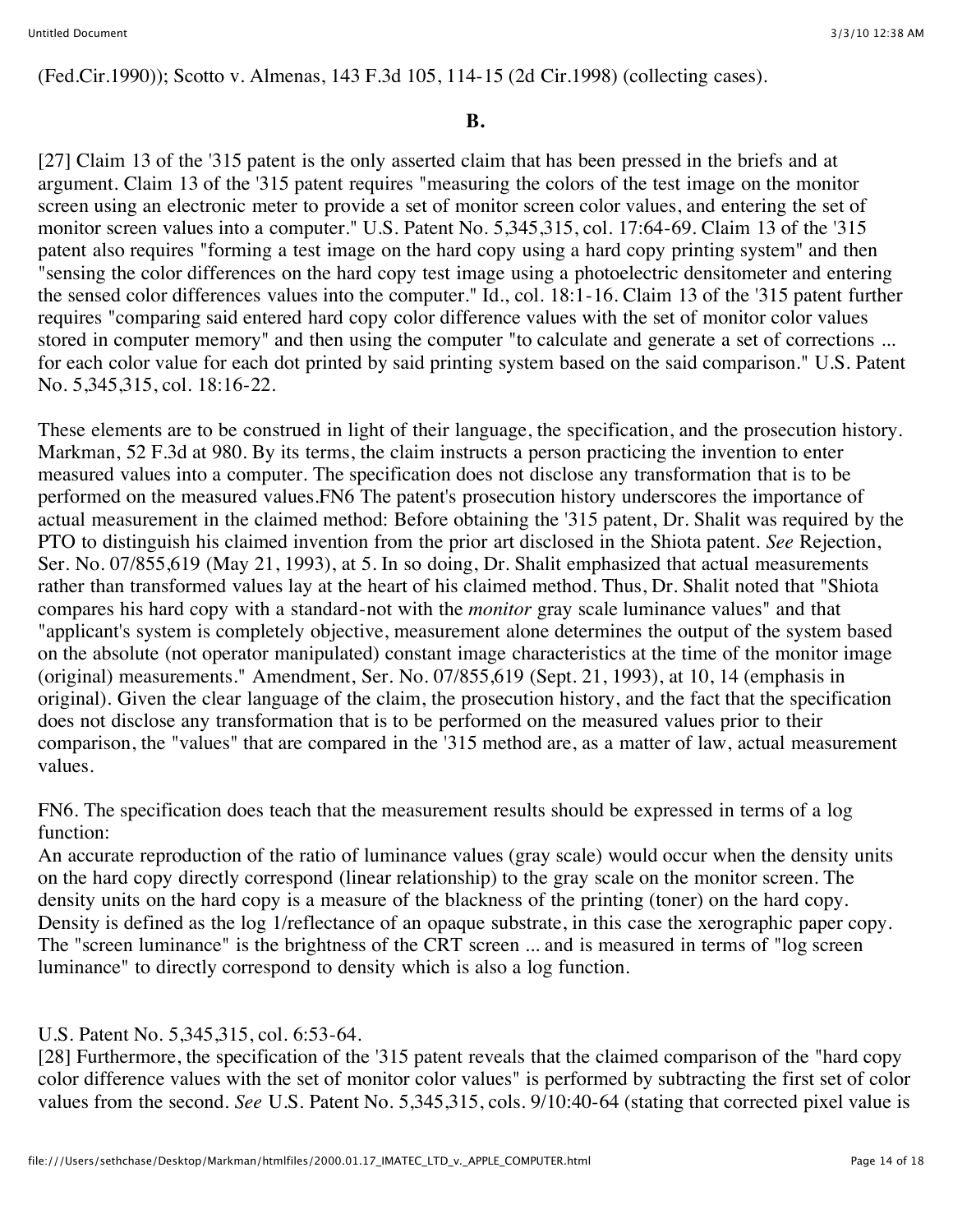(Fed.Cir.1990)); Scotto v. Almenas, 143 F.3d 105, 114-15 (2d Cir.1998) (collecting cases).

**B.**

[27] Claim 13 of the '315 patent is the only asserted claim that has been pressed in the briefs and at argument. Claim 13 of the '315 patent requires "measuring the colors of the test image on the monitor screen using an electronic meter to provide a set of monitor screen color values, and entering the set of monitor screen values into a computer." U.S. Patent No. 5,345,315, col. 17:64-69. Claim 13 of the '315 patent also requires "forming a test image on the hard copy using a hard copy printing system" and then "sensing the color differences on the hard copy test image using a photoelectric densitometer and entering the sensed color differences values into the computer." Id., col. 18:1-16. Claim 13 of the '315 patent further requires "comparing said entered hard copy color difference values with the set of monitor color values stored in computer memory" and then using the computer "to calculate and generate a set of corrections ... for each color value for each dot printed by said printing system based on the said comparison." U.S. Patent No. 5,345,315, col. 18:16-22.

These elements are to be construed in light of their language, the specification, and the prosecution history. Markman, 52 F.3d at 980. By its terms, the claim instructs a person practicing the invention to enter measured values into a computer. The specification does not disclose any transformation that is to be performed on the measured values.FN6 The patent's prosecution history underscores the importance of actual measurement in the claimed method: Before obtaining the '315 patent, Dr. Shalit was required by the PTO to distinguish his claimed invention from the prior art disclosed in the Shiota patent. *See* Rejection, Ser. No. 07/855,619 (May 21, 1993), at 5. In so doing, Dr. Shalit emphasized that actual measurements rather than transformed values lay at the heart of his claimed method. Thus, Dr. Shalit noted that "Shiota compares his hard copy with a standard-not with the *monitor* gray scale luminance values" and that "applicant's system is completely objective, measurement alone determines the output of the system based on the absolute (not operator manipulated) constant image characteristics at the time of the monitor image (original) measurements." Amendment, Ser. No. 07/855,619 (Sept. 21, 1993), at 10, 14 (emphasis in original). Given the clear language of the claim, the prosecution history, and the fact that the specification does not disclose any transformation that is to be performed on the measured values prior to their comparison, the "values" that are compared in the '315 method are, as a matter of law, actual measurement values.

FN6. The specification does teach that the measurement results should be expressed in terms of a log function:
An accurate reproduction of the ratio of luminance values (gray scale) would occur when the density units on the hard copy directly correspond (linear relationship) to the gray scale on the monitor screen. The density units on the hard copy is a measure of the blackness of the printing (toner) on the hard copy. Density is defined as the log 1/reflectance of an opaque substrate, in this case the xerographic paper copy. The "screen luminance" is the brightness of the CRT screen ... and is measured in terms of "log screen luminance" to directly correspond to density which is also a log function.

U.S. Patent No. 5,345,315, col. 6:53-64.

[28] Furthermore, the specification of the '315 patent reveals that the claimed comparison of the "hard copy color difference values with the set of monitor color values" is performed by subtracting the first set of color values from the second. *See* U.S. Patent No. 5,345,315, cols. 9/10:40-64 (stating that corrected pixel value is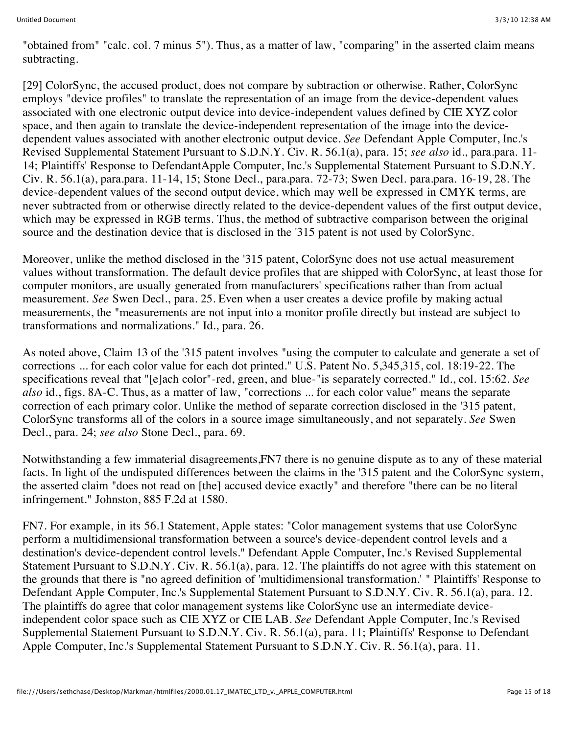"obtained from" "calc. col. 7 minus 5"). Thus, as a matter of law, "comparing" in the asserted claim means subtracting.

[29] ColorSync, the accused product, does not compare by subtraction or otherwise. Rather, ColorSync employs "device profiles" to translate the representation of an image from the device-dependent values associated with one electronic output device into device-independent values defined by CIE XYZ color space, and then again to translate the device-independent representation of the image into the device-dependent values associated with another electronic output device. *See* Defendant Apple Computer, Inc.'s Revised Supplemental Statement Pursuant to S.D.N.Y. Civ. R. 56.1(a), para. 15; *see also* id., para.para. 11-14; Plaintiffs' Response to DefendantApple Computer, Inc.'s Supplemental Statement Pursuant to S.D.N.Y. Civ. R. 56.1(a), para.para. 11-14, 15; Stone Decl., para.para. 72-73; Swen Decl. para.para. 16-19, 28. The device-dependent values of the second output device, which may well be expressed in CMYK terms, are never subtracted from or otherwise directly related to the device-dependent values of the first output device, which may be expressed in RGB terms. Thus, the method of subtractive comparison between the original source and the destination device that is disclosed in the '315 patent is not used by ColorSync.

Moreover, unlike the method disclosed in the '315 patent, ColorSync does not use actual measurement values without transformation. The default device profiles that are shipped with ColorSync, at least those for computer monitors, are usually generated from manufacturers' specifications rather than from actual measurement. *See* Swen Decl., para. 25. Even when a user creates a device profile by making actual measurements, the "measurements are not input into a monitor profile directly but instead are subject to transformations and normalizations." Id., para. 26.

As noted above, Claim 13 of the '315 patent involves "using the computer to calculate and generate a set of corrections ... for each color value for each dot printed." U.S. Patent No. 5,345,315, col. 18:19-22. The specifications reveal that "[e]ach color"-red, green, and blue-"is separately corrected." Id., col. 15:62. *See also* id., figs. 8A-C. Thus, as a matter of law, "corrections ... for each color value" means the separate correction of each primary color. Unlike the method of separate correction disclosed in the '315 patent, ColorSync transforms all of the colors in a source image simultaneously, and not separately. *See* Swen Decl., para. 24; *see also* Stone Decl., para. 69.

Notwithstanding a few immaterial disagreements,FN7 there is no genuine dispute as to any of these material facts. In light of the undisputed differences between the claims in the '315 patent and the ColorSync system, the asserted claim "does not read on [the] accused device exactly" and therefore "there can be no literal infringement." Johnston, 885 F.2d at 1580.

FN7. For example, in its 56.1 Statement, Apple states: "Color management systems that use ColorSync perform a multidimensional transformation between a source's device-dependent control levels and a destination's device-dependent control levels." Defendant Apple Computer, Inc.'s Revised Supplemental Statement Pursuant to S.D.N.Y. Civ. R. 56.1(a), para. 12. The plaintiffs do not agree with this statement on the grounds that there is "no agreed definition of 'multidimensional transformation.' " Plaintiffs' Response to Defendant Apple Computer, Inc.'s Supplemental Statement Pursuant to S.D.N.Y. Civ. R. 56.1(a), para. 12. The plaintiffs do agree that color management systems like ColorSync use an intermediate device-independent color space such as CIE XYZ or CIE LAB. *See* Defendant Apple Computer, Inc.'s Revised Supplemental Statement Pursuant to S.D.N.Y. Civ. R. 56.1(a), para. 11; Plaintiffs' Response to Defendant Apple Computer, Inc.'s Supplemental Statement Pursuant to S.D.N.Y. Civ. R. 56.1(a), para. 11.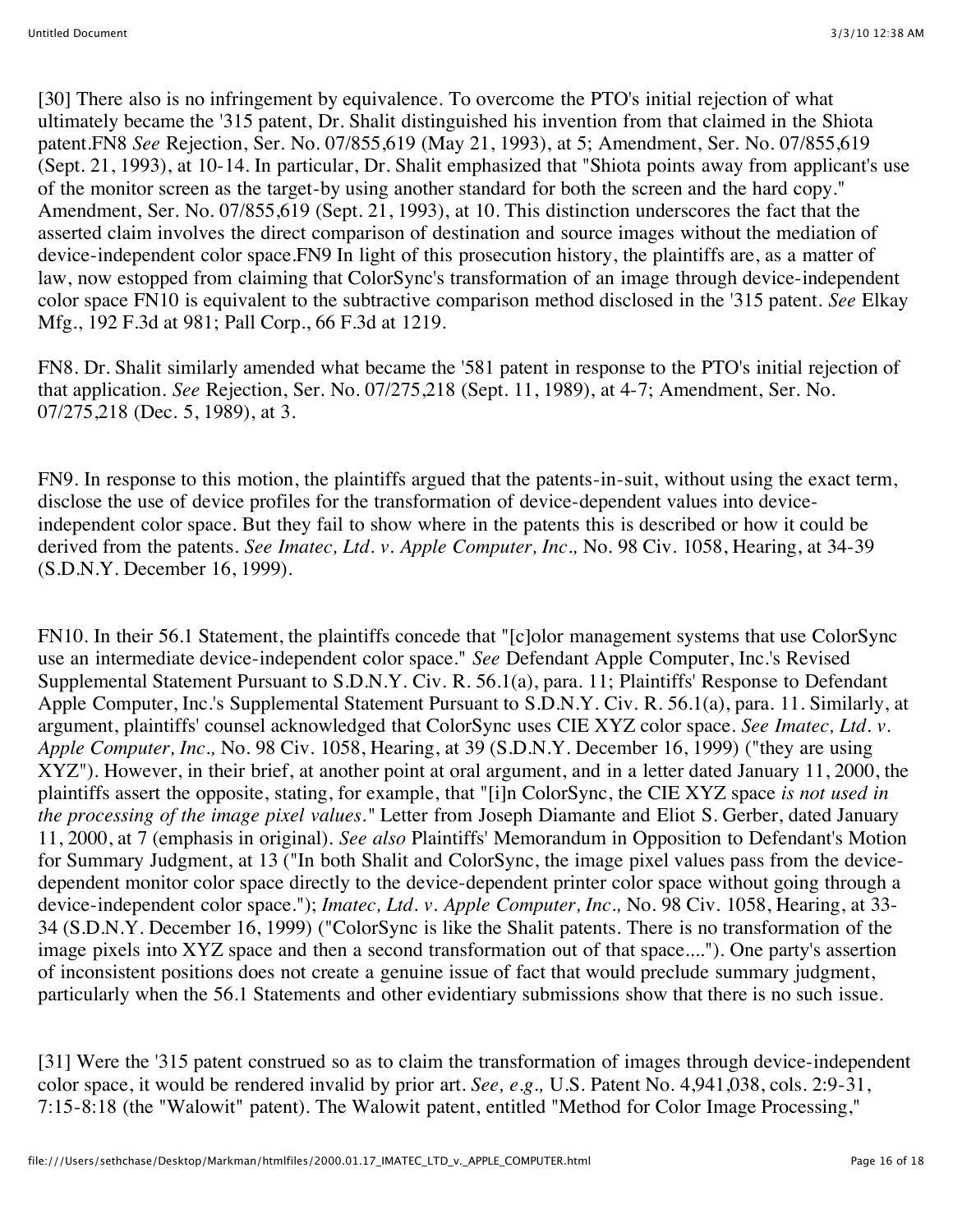[30] There also is no infringement by equivalence. To overcome the PTO's initial rejection of what ultimately became the '315 patent, Dr. Shalit distinguished his invention from that claimed in the Shiota patent.FN8 *See* Rejection, Ser. No. 07/855,619 (May 21, 1993), at 5; Amendment, Ser. No. 07/855,619 (Sept. 21, 1993), at 10-14. In particular, Dr. Shalit emphasized that "Shiota points away from applicant's use of the monitor screen as the target-by using another standard for both the screen and the hard copy." Amendment, Ser. No. 07/855,619 (Sept. 21, 1993), at 10. This distinction underscores the fact that the asserted claim involves the direct comparison of destination and source images without the mediation of device-independent color space.FN9 In light of this prosecution history, the plaintiffs are, as a matter of law, now estopped from claiming that ColorSync's transformation of an image through device-independent color space FN10 is equivalent to the subtractive comparison method disclosed in the '315 patent. *See* Elkay Mfg., 192 F.3d at 981; Pall Corp., 66 F.3d at 1219.

FN8. Dr. Shalit similarly amended what became the '581 patent in response to the PTO's initial rejection of that application. *See* Rejection, Ser. No. 07/275,218 (Sept. 11, 1989), at 4-7; Amendment, Ser. No. 07/275,218 (Dec. 5, 1989), at 3.

FN9. In response to this motion, the plaintiffs argued that the patents-in-suit, without using the exact term, disclose the use of device profiles for the transformation of device-dependent values into device-independent color space. But they fail to show where in the patents this is described or how it could be derived from the patents. *See Imatec, Ltd. v. Apple Computer, Inc.,* No. 98 Civ. 1058, Hearing, at 34-39 (S.D.N.Y. December 16, 1999).

FN10. In their 56.1 Statement, the plaintiffs concede that "[c]olor management systems that use ColorSync use an intermediate device-independent color space." *See* Defendant Apple Computer, Inc.'s Revised Supplemental Statement Pursuant to S.D.N.Y. Civ. R. 56.1(a), para. 11; Plaintiffs' Response to Defendant Apple Computer, Inc.'s Supplemental Statement Pursuant to S.D.N.Y. Civ. R. 56.1(a), para. 11. Similarly, at argument, plaintiffs' counsel acknowledged that ColorSync uses CIE XYZ color space. *See Imatec, Ltd. v. Apple Computer, Inc.,* No. 98 Civ. 1058, Hearing, at 39 (S.D.N.Y. December 16, 1999) ("they are using XYZ"). However, in their brief, at another point at oral argument, and in a letter dated January 11, 2000, the plaintiffs assert the opposite, stating, for example, that "[i]n ColorSync, the CIE XYZ space *is not used in the processing of the image pixel values.*" Letter from Joseph Diamante and Eliot S. Gerber, dated January 11, 2000, at 7 (emphasis in original). *See also* Plaintiffs' Memorandum in Opposition to Defendant's Motion for Summary Judgment, at 13 ("In both Shalit and ColorSync, the image pixel values pass from the device-dependent monitor color space directly to the device-dependent printer color space without going through a device-independent color space."); *Imatec, Ltd. v. Apple Computer, Inc.,* No. 98 Civ. 1058, Hearing, at 33-34 (S.D.N.Y. December 16, 1999) ("ColorSync is like the Shalit patents. There is no transformation of the image pixels into XYZ space and then a second transformation out of that space...."). One party's assertion of inconsistent positions does not create a genuine issue of fact that would preclude summary judgment, particularly when the 56.1 Statements and other evidentiary submissions show that there is no such issue.

[31] Were the '315 patent construed so as to claim the transformation of images through device-independent color space, it would be rendered invalid by prior art. *See, e.g.,* U.S. Patent No. 4,941,038, cols. 2:9-31, 7:15-8:18 (the "Walowit" patent). The Walowit patent, entitled "Method for Color Image Processing,"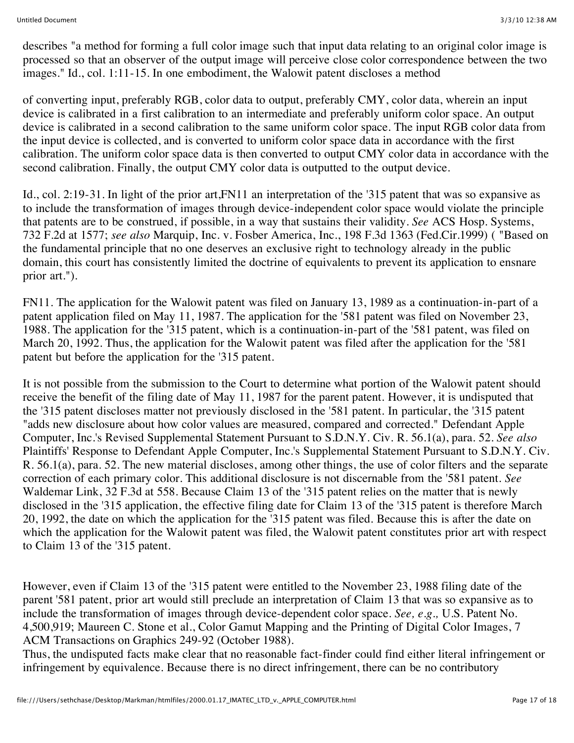describes "a method for forming a full color image such that input data relating to an original color image is processed so that an observer of the output image will perceive close color correspondence between the two images." Id., col. 1:11-15. In one embodiment, the Walowit patent discloses a method

of converting input, preferably RGB, color data to output, preferably CMY, color data, wherein an input device is calibrated in a first calibration to an intermediate and preferably uniform color space. An output device is calibrated in a second calibration to the same uniform color space. The input RGB color data from the input device is collected, and is converted to uniform color space data in accordance with the first calibration. The uniform color space data is then converted to output CMY color data in accordance with the second calibration. Finally, the output CMY color data is outputted to the output device.

Id., col. 2:19-31. In light of the prior art,FN11 an interpretation of the '315 patent that was so expansive as to include the transformation of images through device-independent color space would violate the principle that patents are to be construed, if possible, in a way that sustains their validity. *See* ACS Hosp. Systems, 732 F.2d at 1577; *see also* Marquip, Inc. v. Fosber America, Inc., 198 F.3d 1363 (Fed.Cir.1999) ( "Based on the fundamental principle that no one deserves an exclusive right to technology already in the public domain, this court has consistently limited the doctrine of equivalents to prevent its application to ensnare prior art.").

FN11. The application for the Walowit patent was filed on January 13, 1989 as a continuation-in-part of a patent application filed on May 11, 1987. The application for the '581 patent was filed on November 23, 1988. The application for the '315 patent, which is a continuation-in-part of the '581 patent, was filed on March 20, 1992. Thus, the application for the Walowit patent was filed after the application for the '581 patent but before the application for the '315 patent.

It is not possible from the submission to the Court to determine what portion of the Walowit patent should receive the benefit of the filing date of May 11, 1987 for the parent patent. However, it is undisputed that the '315 patent discloses matter not previously disclosed in the '581 patent. In particular, the '315 patent "adds new disclosure about how color values are measured, compared and corrected." Defendant Apple Computer, Inc.'s Revised Supplemental Statement Pursuant to S.D.N.Y. Civ. R. 56.1(a), para. 52. *See also* Plaintiffs' Response to Defendant Apple Computer, Inc.'s Supplemental Statement Pursuant to S.D.N.Y. Civ. R. 56.1(a), para. 52. The new material discloses, among other things, the use of color filters and the separate correction of each primary color. This additional disclosure is not discernable from the '581 patent. *See* Waldemar Link, 32 F.3d at 558. Because Claim 13 of the '315 patent relies on the matter that is newly disclosed in the '315 application, the effective filing date for Claim 13 of the '315 patent is therefore March 20, 1992, the date on which the application for the '315 patent was filed. Because this is after the date on which the application for the Walowit patent was filed, the Walowit patent constitutes prior art with respect to Claim 13 of the '315 patent.

However, even if Claim 13 of the '315 patent were entitled to the November 23, 1988 filing date of the parent '581 patent, prior art would still preclude an interpretation of Claim 13 that was so expansive as to include the transformation of images through device-dependent color space. *See, e.g.,* U.S. Patent No. 4,500,919; Maureen C. Stone et al., Color Gamut Mapping and the Printing of Digital Color Images, 7 ACM Transactions on Graphics 249-92 (October 1988).

Thus, the undisputed facts make clear that no reasonable fact-finder could find either literal infringement or infringement by equivalence. Because there is no direct infringement, there can be no contributory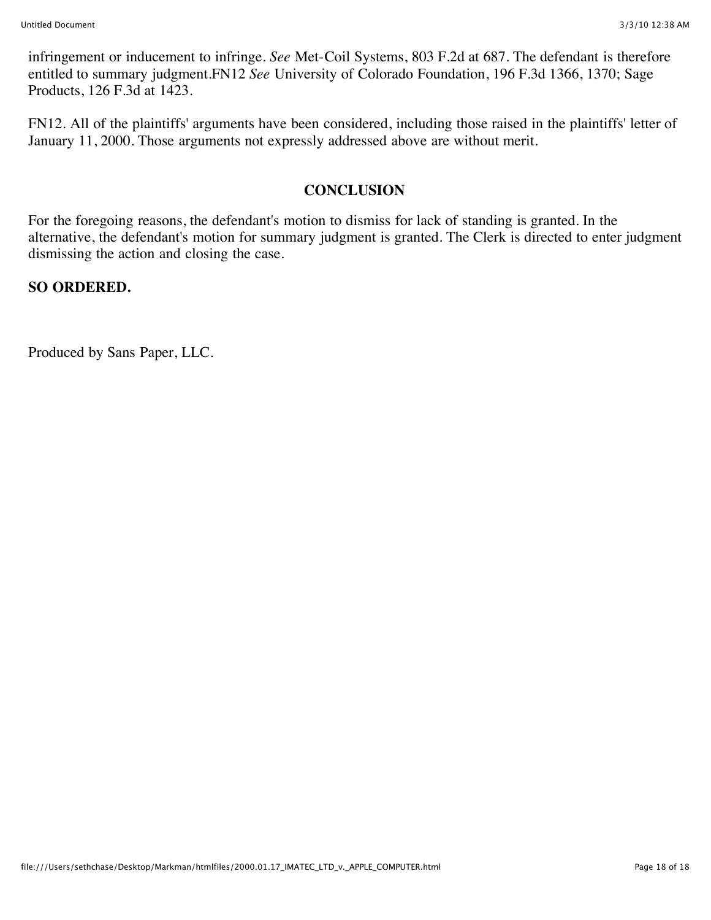infringement or inducement to infringe. *See* Met-Coil Systems, 803 F.2d at 687. The defendant is therefore entitled to summary judgment.FN12 *See* University of Colorado Foundation, 196 F.3d 1366, 1370; Sage Products, 126 F.3d at 1423.

FN12. All of the plaintiffs' arguments have been considered, including those raised in the plaintiffs' letter of January 11, 2000. Those arguments not expressly addressed above are without merit.

## CONCLUSION

For the foregoing reasons, the defendant's motion to dismiss for lack of standing is granted. In the alternative, the defendant's motion for summary judgment is granted. The Clerk is directed to enter judgment dismissing the action and closing the case.

**SO ORDERED.**

Produced by Sans Paper, LLC.